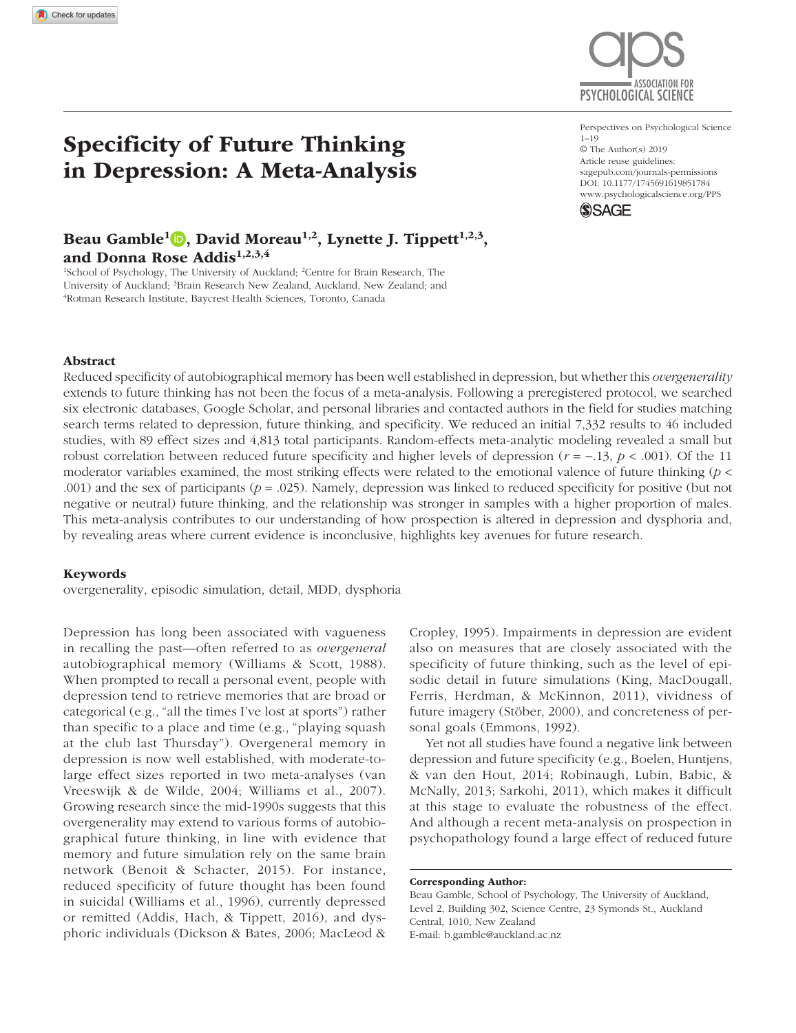# Specificity of Future Thinking in Depression: A Meta-Analysis

Perspectives on Psychological Science
1–19
© The Author(s) 2019
Article reuse guidelines:
sagepub.com/journals-permissions
DOI: 10.1177/1745691619851784
www.psychologicalscience.org/PPS

**Beau Gamble[1], David Moreau[1,2], Lynette J. Tippett[1,2,3], and Donna Rose Addis[1,2,3,4]**

[1]School of Psychology, The University of Auckland; [2]Centre for Brain Research, The University of Auckland; [3]Brain Research New Zealand, Auckland, New Zealand; and [4]Rotman Research Institute, Baycrest Health Sciences, Toronto, Canada

## Abstract

Reduced specificity of autobiographical memory has been well established in depression, but whether this *overgenerality* extends to future thinking has not been the focus of a meta-analysis. Following a preregistered protocol, we searched six electronic databases, Google Scholar, and personal libraries and contacted authors in the field for studies matching search terms related to depression, future thinking, and specificity. We reduced an initial 7,332 results to 46 included studies, with 89 effect sizes and 4,813 total participants. Random-effects meta-analytic modeling revealed a small but robust correlation between reduced future specificity and higher levels of depression ($r = -.13$, $p < .001$). Of the 11 moderator variables examined, the most striking effects were related to the emotional valence of future thinking ($p < .001$) and the sex of participants ($p = .025$). Namely, depression was linked to reduced specificity for positive (but not negative or neutral) future thinking, and the relationship was stronger in samples with a higher proportion of males. This meta-analysis contributes to our understanding of how prospection is altered in depression and dysphoria and, by revealing areas where current evidence is inconclusive, highlights key avenues for future research.

### Keywords

overgenerality, episodic simulation, detail, MDD, dysphoria

Depression has long been associated with vagueness in recalling the past—often referred to as *overgeneral* autobiographical memory (Williams & Scott, 1988). When prompted to recall a personal event, people with depression tend to retrieve memories that are broad or categorical (e.g., "all the times I've lost at sports") rather than specific to a place and time (e.g., "playing squash at the club last Thursday"). Overgeneral memory in depression is now well established, with moderate-to-large effect sizes reported in two meta-analyses (van Vreeswijk & de Wilde, 2004; Williams et al., 2007). Growing research since the mid-1990s suggests that this overgenerality may extend to various forms of autobiographical future thinking, in line with evidence that memory and future simulation rely on the same brain network (Benoit & Schacter, 2015). For instance, reduced specificity of future thought has been found in suicidal (Williams et al., 1996), currently depressed or remitted (Addis, Hach, & Tippett, 2016), and dysphoric individuals (Dickson & Bates, 2006; MacLeod & Cropley, 1995). Impairments in depression are evident also on measures that are closely associated with the specificity of future thinking, such as the level of episodic detail in future simulations (King, MacDougall, Ferris, Herdman, & McKinnon, 2011), vividness of future imagery (Stöber, 2000), and concreteness of personal goals (Emmons, 1992).

Yet not all studies have found a negative link between depression and future specificity (e.g., Boelen, Huntjens, & van den Hout, 2014; Robinaugh, Lubin, Babic, & McNally, 2013; Sarkohi, 2011), which makes it difficult at this stage to evaluate the robustness of the effect. And although a recent meta-analysis on prospection in psychopathology found a large effect of reduced future

**Corresponding Author:**
Beau Gamble, School of Psychology, The University of Auckland, Level 2, Building 302, Science Centre, 23 Symonds St., Auckland Central, 1010, New Zealand
E-mail: b.gamble@auckland.ac.nz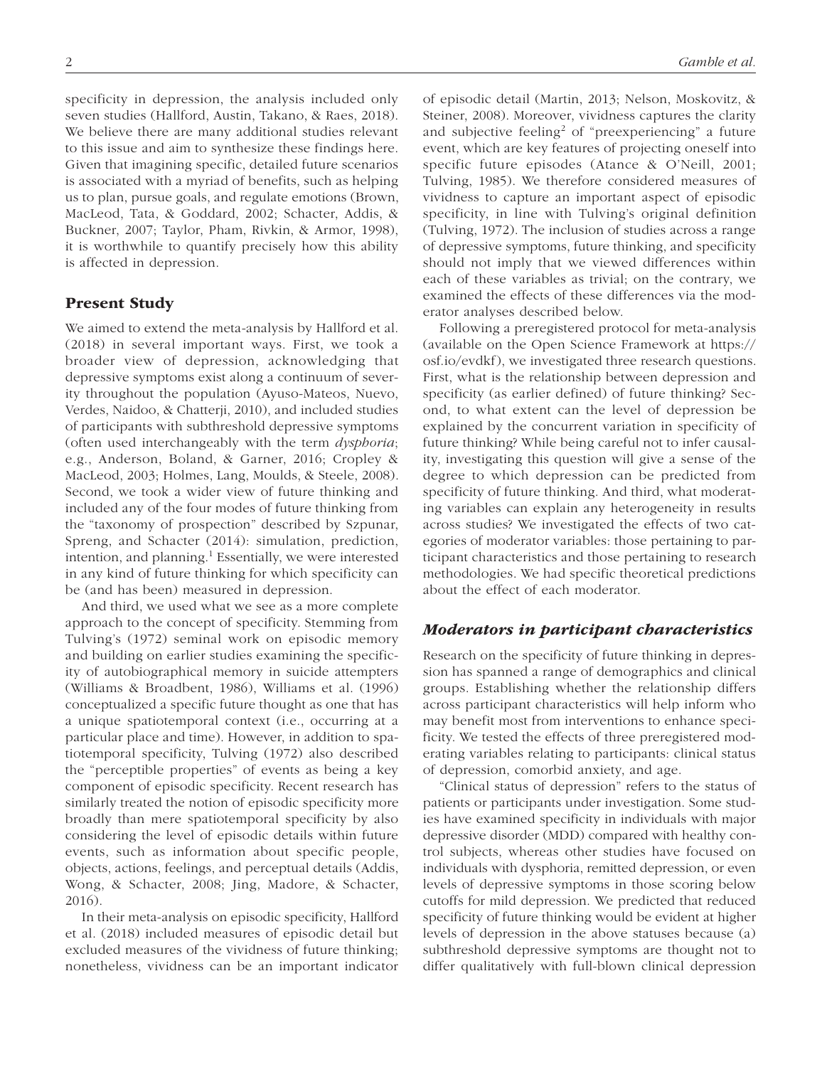specificity in depression, the analysis included only seven studies (Hallford, Austin, Takano, & Raes, 2018). We believe there are many additional studies relevant to this issue and aim to synthesize these findings here. Given that imagining specific, detailed future scenarios is associated with a myriad of benefits, such as helping us to plan, pursue goals, and regulate emotions (Brown, MacLeod, Tata, & Goddard, 2002; Schacter, Addis, & Buckner, 2007; Taylor, Pham, Rivkin, & Armor, 1998), it is worthwhile to quantify precisely how this ability is affected in depression.

## Present Study

We aimed to extend the meta-analysis by Hallford et al. (2018) in several important ways. First, we took a broader view of depression, acknowledging that depressive symptoms exist along a continuum of severity throughout the population (Ayuso-Mateos, Nuevo, Verdes, Naidoo, & Chatterji, 2010), and included studies of participants with subthreshold depressive symptoms (often used interchangeably with the term *dysphoria*; e.g., Anderson, Boland, & Garner, 2016; Cropley & MacLeod, 2003; Holmes, Lang, Moulds, & Steele, 2008). Second, we took a wider view of future thinking and included any of the four modes of future thinking from the "taxonomy of prospection" described by Szpunar, Spreng, and Schacter (2014): simulation, prediction, intention, and planning.[1] Essentially, we were interested in any kind of future thinking for which specificity can be (and has been) measured in depression.

And third, we used what we see as a more complete approach to the concept of specificity. Stemming from Tulving's (1972) seminal work on episodic memory and building on earlier studies examining the specificity of autobiographical memory in suicide attempters (Williams & Broadbent, 1986), Williams et al. (1996) conceptualized a specific future thought as one that has a unique spatiotemporal context (i.e., occurring at a particular place and time). However, in addition to spatiotemporal specificity, Tulving (1972) also described the "perceptible properties" of events as being a key component of episodic specificity. Recent research has similarly treated the notion of episodic specificity more broadly than mere spatiotemporal specificity by also considering the level of episodic details within future events, such as information about specific people, objects, actions, feelings, and perceptual details (Addis, Wong, & Schacter, 2008; Jing, Madore, & Schacter, 2016).

In their meta-analysis on episodic specificity, Hallford et al. (2018) included measures of episodic detail but excluded measures of the vividness of future thinking; nonetheless, vividness can be an important indicator of episodic detail (Martin, 2013; Nelson, Moskovitz, & Steiner, 2008). Moreover, vividness captures the clarity and subjective feeling[2] of "preexperiencing" a future event, which are key features of projecting oneself into specific future episodes (Atance & O'Neill, 2001; Tulving, 1985). We therefore considered measures of vividness to capture an important aspect of episodic specificity, in line with Tulving's original definition (Tulving, 1972). The inclusion of studies across a range of depressive symptoms, future thinking, and specificity should not imply that we viewed differences within each of these variables as trivial; on the contrary, we examined the effects of these differences via the moderator analyses described below.

Following a preregistered protocol for meta-analysis (available on the Open Science Framework at https://osf.io/evdkf), we investigated three research questions. First, what is the relationship between depression and specificity (as earlier defined) of future thinking? Second, to what extent can the level of depression be explained by the concurrent variation in specificity of future thinking? While being careful not to infer causality, investigating this question will give a sense of the degree to which depression can be predicted from specificity of future thinking. And third, what moderating variables can explain any heterogeneity in results across studies? We investigated the effects of two categories of moderator variables: those pertaining to participant characteristics and those pertaining to research methodologies. We had specific theoretical predictions about the effect of each moderator.

### *Moderators in participant characteristics*

Research on the specificity of future thinking in depression has spanned a range of demographics and clinical groups. Establishing whether the relationship differs across participant characteristics will help inform who may benefit most from interventions to enhance specificity. We tested the effects of three preregistered moderating variables relating to participants: clinical status of depression, comorbid anxiety, and age.

"Clinical status of depression" refers to the status of patients or participants under investigation. Some studies have examined specificity in individuals with major depressive disorder (MDD) compared with healthy control subjects, whereas other studies have focused on individuals with dysphoria, remitted depression, or even levels of depressive symptoms in those scoring below cutoffs for mild depression. We predicted that reduced specificity of future thinking would be evident at higher levels of depression in the above statuses because (a) subthreshold depressive symptoms are thought not to differ qualitatively with full-blown clinical depression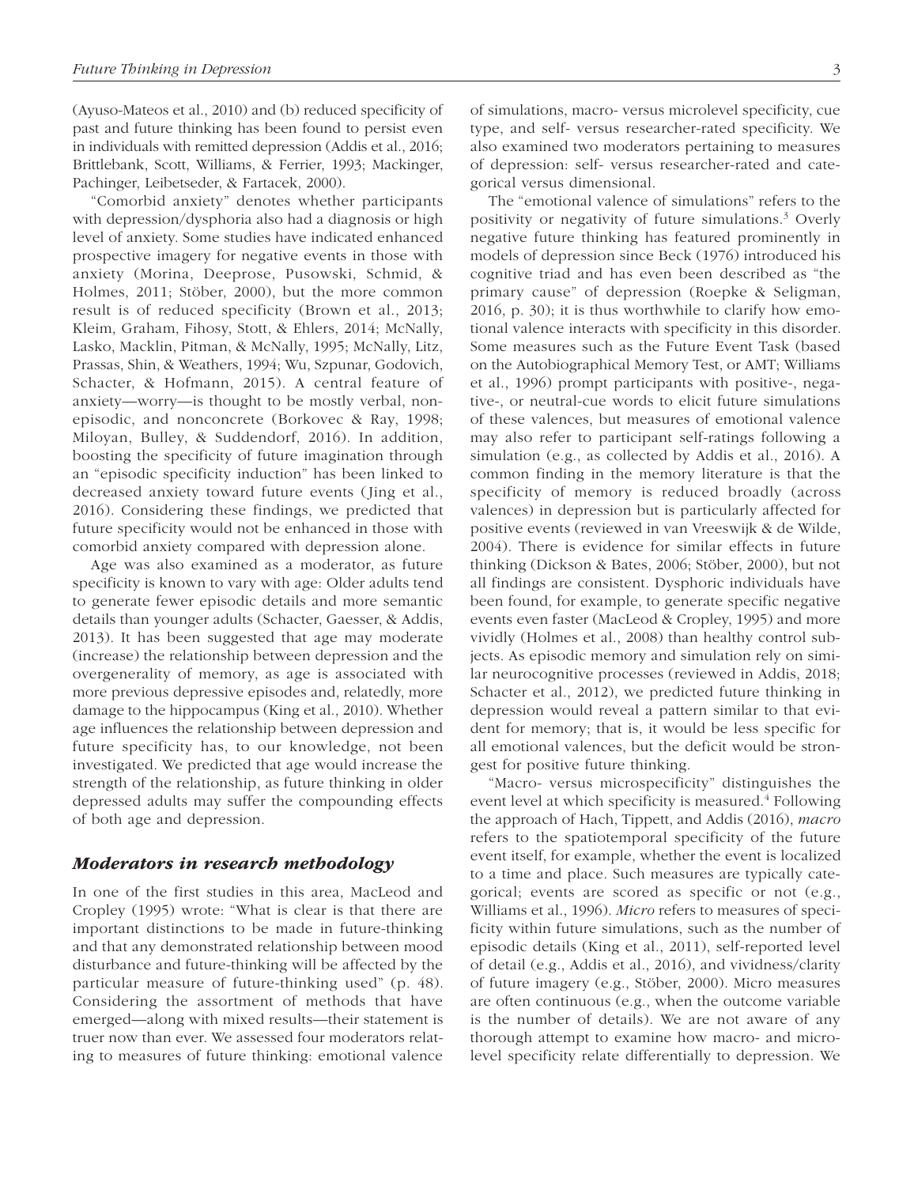(Ayuso-Mateos et al., 2010) and (b) reduced specificity of past and future thinking has been found to persist even in individuals with remitted depression (Addis et al., 2016; Brittlebank, Scott, Williams, & Ferrier, 1993; Mackinger, Pachinger, Leibetseder, & Fartacek, 2000).

"Comorbid anxiety" denotes whether participants with depression/dysphoria also had a diagnosis or high level of anxiety. Some studies have indicated enhanced prospective imagery for negative events in those with anxiety (Morina, Deeprose, Pusowski, Schmid, & Holmes, 2011; Stöber, 2000), but the more common result is of reduced specificity (Brown et al., 2013; Kleim, Graham, Fihosy, Stott, & Ehlers, 2014; McNally, Lasko, Macklin, Pitman, & McNally, 1995; McNally, Litz, Prassas, Shin, & Weathers, 1994; Wu, Szpunar, Godovich, Schacter, & Hofmann, 2015). A central feature of anxiety—worry—is thought to be mostly verbal, nonepisodic, and nonconcrete (Borkovec & Ray, 1998; Miloyan, Bulley, & Suddendorf, 2016). In addition, boosting the specificity of future imagination through an "episodic specificity induction" has been linked to decreased anxiety toward future events (Jing et al., 2016). Considering these findings, we predicted that future specificity would not be enhanced in those with comorbid anxiety compared with depression alone.

Age was also examined as a moderator, as future specificity is known to vary with age: Older adults tend to generate fewer episodic details and more semantic details than younger adults (Schacter, Gaesser, & Addis, 2013). It has been suggested that age may moderate (increase) the relationship between depression and the overgenerality of memory, as age is associated with more previous depressive episodes and, relatedly, more damage to the hippocampus (King et al., 2010). Whether age influences the relationship between depression and future specificity has, to our knowledge, not been investigated. We predicted that age would increase the strength of the relationship, as future thinking in older depressed adults may suffer the compounding effects of both age and depression.

### *Moderators in research methodology*

In one of the first studies in this area, MacLeod and Cropley (1995) wrote: "What is clear is that there are important distinctions to be made in future-thinking and that any demonstrated relationship between mood disturbance and future-thinking will be affected by the particular measure of future-thinking used" (p. 48). Considering the assortment of methods that have emerged—along with mixed results—their statement is truer now than ever. We assessed four moderators relating to measures of future thinking: emotional valence of simulations, macro- versus microlevel specificity, cue type, and self- versus researcher-rated specificity. We also examined two moderators pertaining to measures of depression: self- versus researcher-rated and categorical versus dimensional.

The "emotional valence of simulations" refers to the positivity or negativity of future simulations.[3] Overly negative future thinking has featured prominently in models of depression since Beck (1976) introduced his cognitive triad and has even been described as "the primary cause" of depression (Roepke & Seligman, 2016, p. 30); it is thus worthwhile to clarify how emotional valence interacts with specificity in this disorder. Some measures such as the Future Event Task (based on the Autobiographical Memory Test, or AMT; Williams et al., 1996) prompt participants with positive-, negative-, or neutral-cue words to elicit future simulations of these valences, but measures of emotional valence may also refer to participant self-ratings following a simulation (e.g., as collected by Addis et al., 2016). A common finding in the memory literature is that the specificity of memory is reduced broadly (across valences) in depression but is particularly affected for positive events (reviewed in van Vreeswijk & de Wilde, 2004). There is evidence for similar effects in future thinking (Dickson & Bates, 2006; Stöber, 2000), but not all findings are consistent. Dysphoric individuals have been found, for example, to generate specific negative events even faster (MacLeod & Cropley, 1995) and more vividly (Holmes et al., 2008) than healthy control subjects. As episodic memory and simulation rely on similar neurocognitive processes (reviewed in Addis, 2018; Schacter et al., 2012), we predicted future thinking in depression would reveal a pattern similar to that evident for memory; that is, it would be less specific for all emotional valences, but the deficit would be strongest for positive future thinking.

"Macro- versus microspecificity" distinguishes the event level at which specificity is measured.[4] Following the approach of Hach, Tippett, and Addis (2016), *macro* refers to the spatiotemporal specificity of the future event itself, for example, whether the event is localized to a time and place. Such measures are typically categorical; events are scored as specific or not (e.g., Williams et al., 1996). *Micro* refers to measures of specificity within future simulations, such as the number of episodic details (King et al., 2011), self-reported level of detail (e.g., Addis et al., 2016), and vividness/clarity of future imagery (e.g., Stöber, 2000). Micro measures are often continuous (e.g., when the outcome variable is the number of details). We are not aware of any thorough attempt to examine how macro- and microlevel specificity relate differentially to depression. We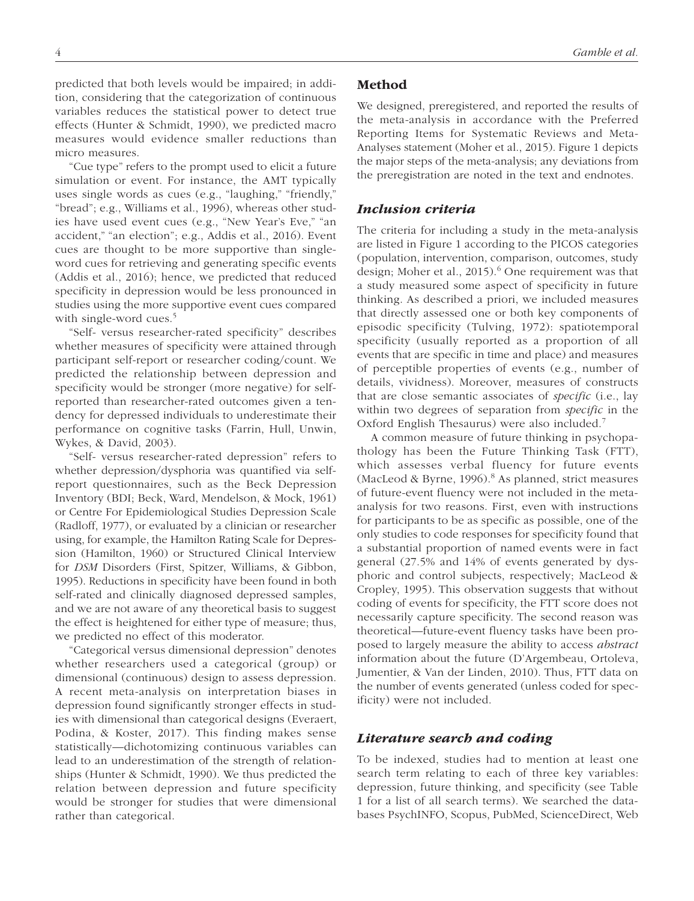predicted that both levels would be impaired; in addition, considering that the categorization of continuous variables reduces the statistical power to detect true effects (Hunter & Schmidt, 1990), we predicted macro measures would evidence smaller reductions than micro measures.

"Cue type" refers to the prompt used to elicit a future simulation or event. For instance, the AMT typically uses single words as cues (e.g., "laughing," "friendly," "bread"; e.g., Williams et al., 1996), whereas other studies have used event cues (e.g., "New Year's Eve," "an accident," "an election"; e.g., Addis et al., 2016). Event cues are thought to be more supportive than single-word cues for retrieving and generating specific events (Addis et al., 2016); hence, we predicted that reduced specificity in depression would be less pronounced in studies using the more supportive event cues compared with single-word cues.[5]

"Self- versus researcher-rated specificity" describes whether measures of specificity were attained through participant self-report or researcher coding/count. We predicted the relationship between depression and specificity would be stronger (more negative) for self-reported than researcher-rated outcomes given a tendency for depressed individuals to underestimate their performance on cognitive tasks (Farrin, Hull, Unwin, Wykes, & David, 2003).

"Self- versus researcher-rated depression" refers to whether depression/dysphoria was quantified via self-report questionnaires, such as the Beck Depression Inventory (BDI; Beck, Ward, Mendelson, & Mock, 1961) or Centre For Epidemiological Studies Depression Scale (Radloff, 1977), or evaluated by a clinician or researcher using, for example, the Hamilton Rating Scale for Depression (Hamilton, 1960) or Structured Clinical Interview for *DSM* Disorders (First, Spitzer, Williams, & Gibbon, 1995). Reductions in specificity have been found in both self-rated and clinically diagnosed depressed samples, and we are not aware of any theoretical basis to suggest the effect is heightened for either type of measure; thus, we predicted no effect of this moderator.

"Categorical versus dimensional depression" denotes whether researchers used a categorical (group) or dimensional (continuous) design to assess depression. A recent meta-analysis on interpretation biases in depression found significantly stronger effects in studies with dimensional than categorical designs (Everaert, Podina, & Koster, 2017). This finding makes sense statistically—dichotomizing continuous variables can lead to an underestimation of the strength of relationships (Hunter & Schmidt, 1990). We thus predicted the relation between depression and future specificity would be stronger for studies that were dimensional rather than categorical.

## Method

We designed, preregistered, and reported the results of the meta-analysis in accordance with the Preferred Reporting Items for Systematic Reviews and Meta-Analyses statement (Moher et al., 2015). Figure 1 depicts the major steps of the meta-analysis; any deviations from the preregistration are noted in the text and endnotes.

### *Inclusion criteria*

The criteria for including a study in the meta-analysis are listed in Figure 1 according to the PICOS categories (population, intervention, comparison, outcomes, study design; Moher et al., 2015).[6] One requirement was that a study measured some aspect of specificity in future thinking. As described a priori, we included measures that directly assessed one or both key components of episodic specificity (Tulving, 1972): spatiotemporal specificity (usually reported as a proportion of all events that are specific in time and place) and measures of perceptible properties of events (e.g., number of details, vividness). Moreover, measures of constructs that are close semantic associates of *specific* (i.e., lay within two degrees of separation from *specific* in the Oxford English Thesaurus) were also included.[7]

A common measure of future thinking in psychopathology has been the Future Thinking Task (FTT), which assesses verbal fluency for future events (MacLeod & Byrne, 1996).[8] As planned, strict measures of future-event fluency were not included in the meta-analysis for two reasons. First, even with instructions for participants to be as specific as possible, one of the only studies to code responses for specificity found that a substantial proportion of named events were in fact general (27.5% and 14% of events generated by dysphoric and control subjects, respectively; MacLeod & Cropley, 1995). This observation suggests that without coding of events for specificity, the FTT score does not necessarily capture specificity. The second reason was theoretical—future-event fluency tasks have been proposed to largely measure the ability to access *abstract* information about the future (D'Argembeau, Ortoleva, Jumentier, & Van der Linden, 2010). Thus, FTT data on the number of events generated (unless coded for specificity) were not included.

### *Literature search and coding*

To be indexed, studies had to mention at least one search term relating to each of three key variables: depression, future thinking, and specificity (see Table 1 for a list of all search terms). We searched the databases PsychINFO, Scopus, PubMed, ScienceDirect, Web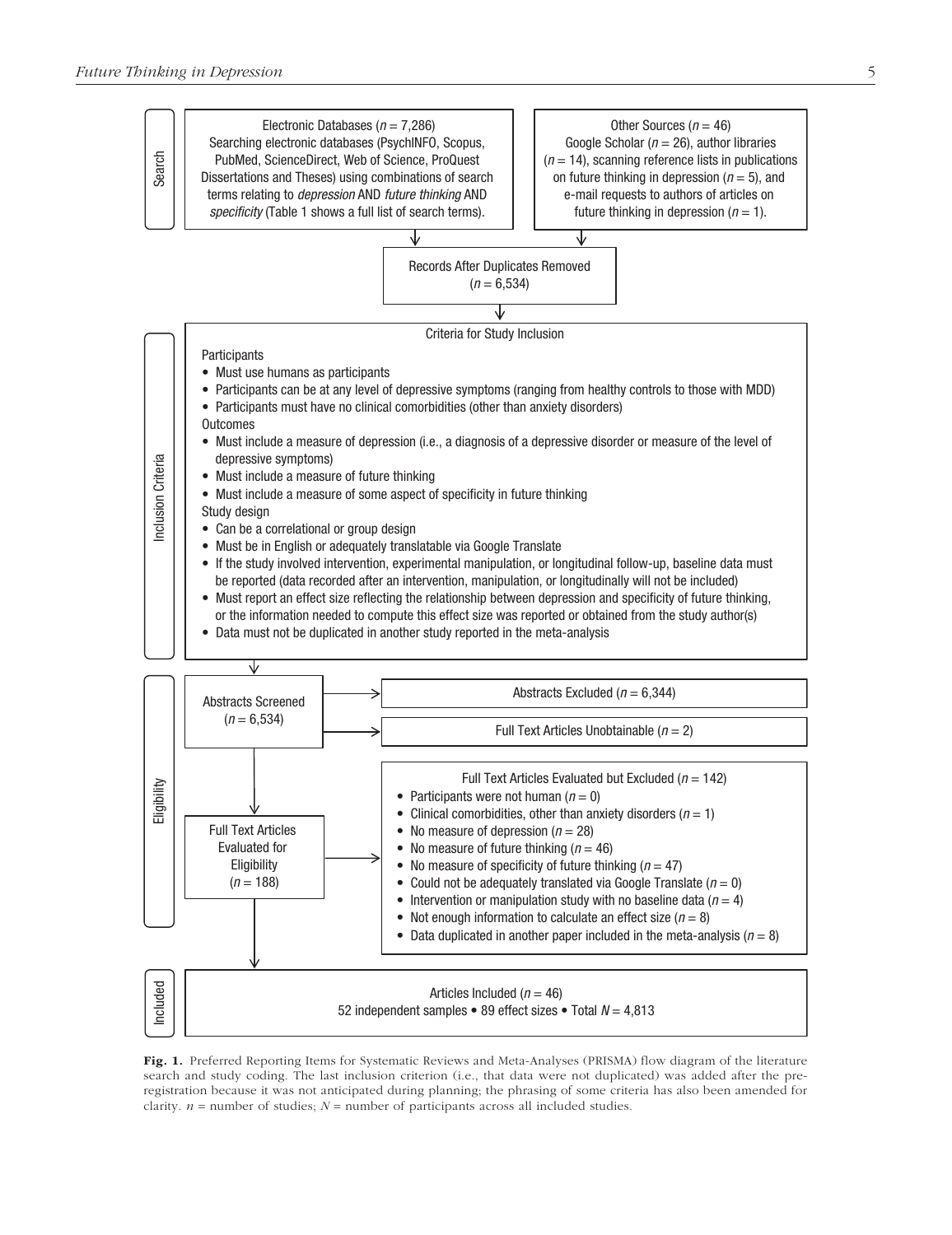**Search**

**Electronic Databases** ($n$ = 7,286)
Searching electronic databases (PsychINFO, Scopus, PubMed, ScienceDirect, Web of Science, ProQuest Dissertations and Theses) using combinations of search terms relating to *depression* AND *future thinking* AND *specificity* (Table 1 shows a full list of search terms).

**Other Sources** ($n$ = 46)
Google Scholar ($n$ = 26), author libraries ($n$ = 14), scanning reference lists in publications on future thinking in depression ($n$ = 5), and e-mail requests to authors of articles on future thinking in depression ($n$ = 1).

**Records After Duplicates Removed** ($n$ = 6,534)

**Inclusion Criteria**

Criteria for Study Inclusion

Participants

- Must use humans as participants
- Participants can be at any level of depressive symptoms (ranging from healthy controls to those with MDD)
- Participants must have no clinical comorbidities (other than anxiety disorders)

Outcomes

- Must include a measure of depression (i.e., a diagnosis of a depressive disorder or measure of the level of depressive symptoms)
- Must include a measure of future thinking
- Must include a measure of some aspect of specificity in future thinking

Study design

- Can be a correlational or group design
- Must be in English or adequately translatable via Google Translate
- If the study involved intervention, experimental manipulation, or longitudinal follow-up, baseline data must be reported (data recorded after an intervention, manipulation, or longitudinally will not be included)
- Must report an effect size reflecting the relationship between depression and specificity of future thinking, or the information needed to compute this effect size was reported or obtained from the study author(s)
- Data must not be duplicated in another study reported in the meta-analysis

**Eligibility**

Abstracts Screened ($n$ = 6,534)

- Abstracts Excluded ($n$ = 6,344)
- Full Text Articles Unobtainable ($n$ = 2)

Full Text Articles Evaluated for Eligibility ($n$ = 188)

Full Text Articles Evaluated but Excluded ($n$ = 142)

- Participants were not human ($n$ = 0)
- Clinical comorbidities, other than anxiety disorders ($n$ = 1)
- No measure of depression ($n$ = 28)
- No measure of future thinking ($n$ = 46)
- No measure of specificity of future thinking ($n$ = 47)
- Could not be adequately translated via Google Translate ($n$ = 0)
- Intervention or manipulation study with no baseline data ($n$ = 4)
- Not enough information to calculate an effect size ($n$ = 8)
- Data duplicated in another paper included in the meta-analysis ($n$ = 8)

**Included**

Articles Included ($n$ = 46)
52 independent samples • 89 effect sizes • Total $N$ = 4,813

**Fig. 1.** Preferred Reporting Items for Systematic Reviews and Meta-Analyses (PRISMA) flow diagram of the literature search and study coding. The last inclusion criterion (i.e., that data were not duplicated) was added after the preregistration because it was not anticipated during planning; the phrasing of some criteria has also been amended for clarity. $n$ = number of studies; $N$ = number of participants across all included studies.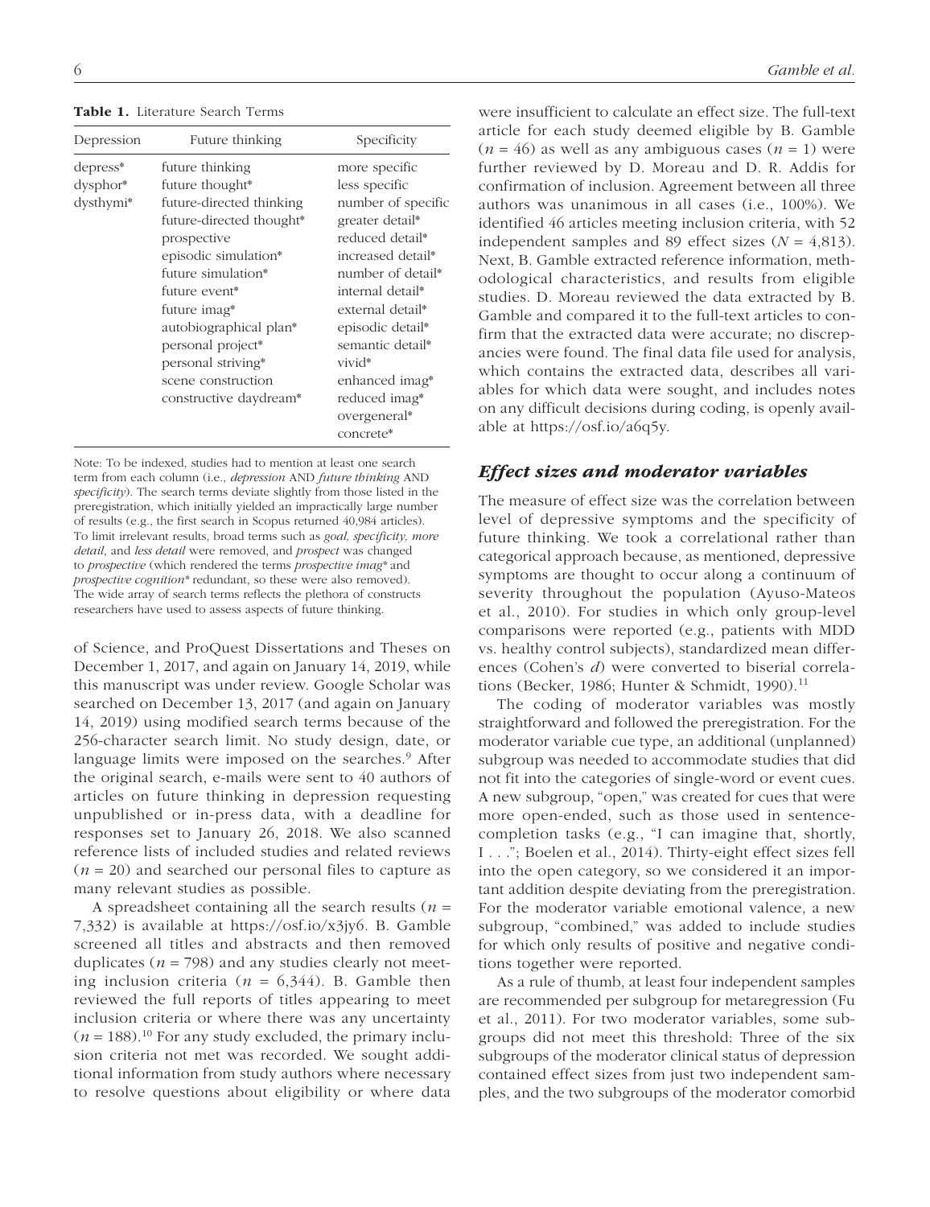**Table 1.** Literature Search Terms

| Depression | Future thinking | Specificity |
|---|---|---|
| depress* | future thinking | more specific |
| dysphor* | future thought* | less specific |
| dysthymi* | future-directed thinking | number of specific |
| | future-directed thought* | greater detail* |
| | prospective | reduced detail* |
| | episodic simulation* | increased detail* |
| | future simulation* | number of detail* |
| | future event* | internal detail* |
| | future imag* | external detail* |
| | autobiographical plan* | episodic detail* |
| | personal project* | semantic detail* |
| | personal striving* | vivid* |
| | scene construction | enhanced imag* |
| | constructive daydream* | reduced imag* |
| | | overgeneral* |
| | | concrete* |

Note: To be indexed, studies had to mention at least one search term from each column (i.e., *depression* AND *future thinking* AND *specificity*). The search terms deviate slightly from those listed in the preregistration, which initially yielded an impractically large number of results (e.g., the first search in Scopus returned 40,984 articles). To limit irrelevant results, broad terms such as *goal, specificity, more detail*, and *less detail* were removed, and *prospect* was changed to *prospective* (which rendered the terms *prospective imag** and *prospective cognition** redundant, so these were also removed). The wide array of search terms reflects the plethora of constructs researchers have used to assess aspects of future thinking.

of Science, and ProQuest Dissertations and Theses on December 1, 2017, and again on January 14, 2019, while this manuscript was under review. Google Scholar was searched on December 13, 2017 (and again on January 14, 2019) using modified search terms because of the 256-character search limit. No study design, date, or language limits were imposed on the searches.[9] After the original search, e-mails were sent to 40 authors of articles on future thinking in depression requesting unpublished or in-press data, with a deadline for responses set to January 26, 2018. We also scanned reference lists of included studies and related reviews ($n$ = 20) and searched our personal files to capture as many relevant studies as possible.

A spreadsheet containing all the search results ($n$ = 7,332) is available at https://osf.io/x3jy6. B. Gamble screened all titles and abstracts and then removed duplicates ($n$ = 798) and any studies clearly not meeting inclusion criteria ($n$ = 6,344). B. Gamble then reviewed the full reports of titles appearing to meet inclusion criteria or where there was any uncertainty ($n$ = 188).[10] For any study excluded, the primary inclusion criteria not met was recorded. We sought additional information from study authors where necessary to resolve questions about eligibility or where data were insufficient to calculate an effect size. The full-text article for each study deemed eligible by B. Gamble ($n$ = 46) as well as any ambiguous cases ($n$ = 1) were further reviewed by D. Moreau and D. R. Addis for confirmation of inclusion. Agreement between all three authors was unanimous in all cases (i.e., 100%). We identified 46 articles meeting inclusion criteria, with 52 independent samples and 89 effect sizes ($N$ = 4,813). Next, B. Gamble extracted reference information, methodological characteristics, and results from eligible studies. D. Moreau reviewed the data extracted by B. Gamble and compared it to the full-text articles to confirm that the extracted data were accurate; no discrepancies were found. The final data file used for analysis, which contains the extracted data, describes all variables for which data were sought, and includes notes on any difficult decisions during coding, is openly available at https://osf.io/a6q5y.

## *Effect sizes and moderator variables*

The measure of effect size was the correlation between level of depressive symptoms and the specificity of future thinking. We took a correlational rather than categorical approach because, as mentioned, depressive symptoms are thought to occur along a continuum of severity throughout the population (Ayuso-Mateos et al., 2010). For studies in which only group-level comparisons were reported (e.g., patients with MDD vs. healthy control subjects), standardized mean differences (Cohen's $d$) were converted to biserial correlations (Becker, 1986; Hunter & Schmidt, 1990).[11]

The coding of moderator variables was mostly straightforward and followed the preregistration. For the moderator variable cue type, an additional (unplanned) subgroup was needed to accommodate studies that did not fit into the categories of single-word or event cues. A new subgroup, "open," was created for cues that were more open-ended, such as those used in sentence-completion tasks (e.g., "I can imagine that, shortly, I . . ."; Boelen et al., 2014). Thirty-eight effect sizes fell into the open category, so we considered it an important addition despite deviating from the preregistration. For the moderator variable emotional valence, a new subgroup, "combined," was added to include studies for which only results of positive and negative conditions together were reported.

As a rule of thumb, at least four independent samples are recommended per subgroup for metaregression (Fu et al., 2011). For two moderator variables, some subgroups did not meet this threshold: Three of the six subgroups of the moderator clinical status of depression contained effect sizes from just two independent samples, and the two subgroups of the moderator comorbid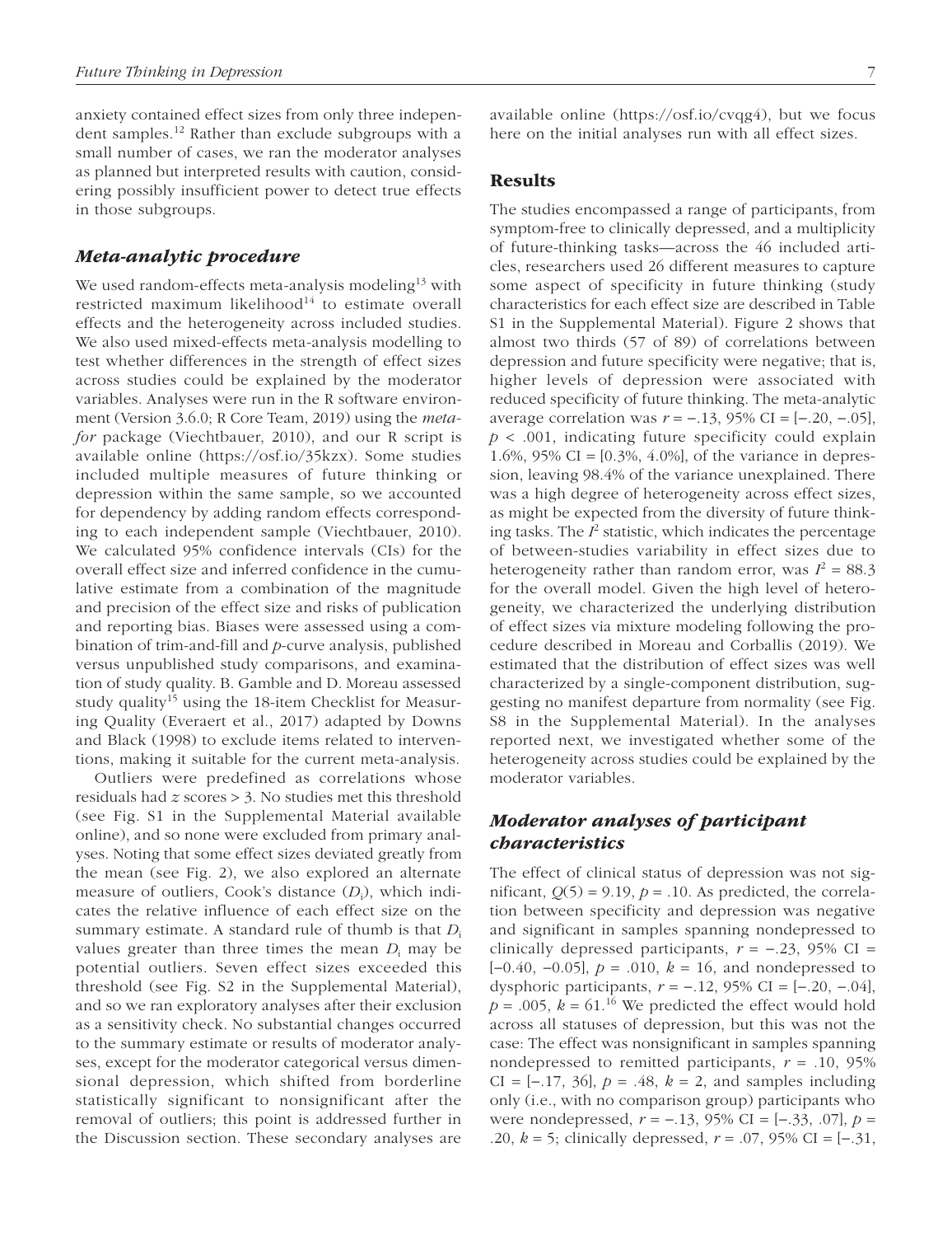anxiety contained effect sizes from only three independent samples.[12] Rather than exclude subgroups with a small number of cases, we ran the moderator analyses as planned but interpreted results with caution, considering possibly insufficient power to detect true effects in those subgroups.

### Meta-analytic procedure

We used random-effects meta-analysis modeling[13] with restricted maximum likelihood[14] to estimate overall effects and the heterogeneity across included studies. We also used mixed-effects meta-analysis modelling to test whether differences in the strength of effect sizes across studies could be explained by the moderator variables. Analyses were run in the R software environment (Version 3.6.0; R Core Team, 2019) using the *metafor* package (Viechtbauer, 2010), and our R script is available online (https://osf.io/35kzx). Some studies included multiple measures of future thinking or depression within the same sample, so we accounted for dependency by adding random effects corresponding to each independent sample (Viechtbauer, 2010). We calculated 95% confidence intervals (CIs) for the overall effect size and inferred confidence in the cumulative estimate from a combination of the magnitude and precision of the effect size and risks of publication and reporting bias. Biases were assessed using a combination of trim-and-fill and *p*-curve analysis, published versus unpublished study comparisons, and examination of study quality. B. Gamble and D. Moreau assessed study quality[15] using the 18-item Checklist for Measuring Quality (Everaert et al., 2017) adapted by Downs and Black (1998) to exclude items related to interventions, making it suitable for the current meta-analysis.

Outliers were predefined as correlations whose residuals had $z$ scores > 3. No studies met this threshold (see Fig. S1 in the Supplemental Material available online), and so none were excluded from primary analyses. Noting that some effect sizes deviated greatly from the mean (see Fig. 2), we also explored an alternate measure of outliers, Cook's distance ($D_i$), which indicates the relative influence of each effect size on the summary estimate. A standard rule of thumb is that $D_i$ values greater than three times the mean $D_i$ may be potential outliers. Seven effect sizes exceeded this threshold (see Fig. S2 in the Supplemental Material), and so we ran exploratory analyses after their exclusion as a sensitivity check. No substantial changes occurred to the summary estimate or results of moderator analyses, except for the moderator categorical versus dimensional depression, which shifted from borderline statistically significant to nonsignificant after the removal of outliers; this point is addressed further in the Discussion section. These secondary analyses are available online (https://osf.io/cvqg4), but we focus here on the initial analyses run with all effect sizes.

## Results

The studies encompassed a range of participants, from symptom-free to clinically depressed, and a multiplicity of future-thinking tasks—across the 46 included articles, researchers used 26 different measures to capture some aspect of specificity in future thinking (study characteristics for each effect size are described in Table S1 in the Supplemental Material). Figure 2 shows that almost two thirds (57 of 89) of correlations between depression and future specificity were negative; that is, higher levels of depression were associated with reduced specificity of future thinking. The meta-analytic average correlation was $r = -.13$, 95% CI = [−.20, −.05], $p < .001$, indicating future specificity could explain 1.6%, 95% CI = [0.3%, 4.0%], of the variance in depression, leaving 98.4% of the variance unexplained. There was a high degree of heterogeneity across effect sizes, as might be expected from the diversity of future thinking tasks. The $I^2$ statistic, which indicates the percentage of between-studies variability in effect sizes due to heterogeneity rather than random error, was $I^2 = 88.3$ for the overall model. Given the high level of heterogeneity, we characterized the underlying distribution of effect sizes via mixture modeling following the procedure described in Moreau and Corballis (2019). We estimated that the distribution of effect sizes was well characterized by a single-component distribution, suggesting no manifest departure from normality (see Fig. S8 in the Supplemental Material). In the analyses reported next, we investigated whether some of the heterogeneity across studies could be explained by the moderator variables.

### Moderator analyses of participant characteristics

The effect of clinical status of depression was not significant, $Q(5) = 9.19$, $p = .10$. As predicted, the correlation between specificity and depression was negative and significant in samples spanning nondepressed to clinically depressed participants, $r = -.23$, 95% CI = [−0.40, −0.05], $p = .010$, $k = 16$, and nondepressed to dysphoric participants, $r = -.12$, 95% CI = [−.20, −.04], $p = .005$, $k = 61$.[16] We predicted the effect would hold across all statuses of depression, but this was not the case: The effect was nonsignificant in samples spanning nondepressed to remitted participants, $r = .10$, 95% CI = [−.17, 36], $p = .48$, $k = 2$, and samples including only (i.e., with no comparison group) participants who were nondepressed, $r = -.13$, 95% CI = [−.33, .07], $p = .20$, $k = 5$; clinically depressed, $r = .07$, 95% CI = [−.31,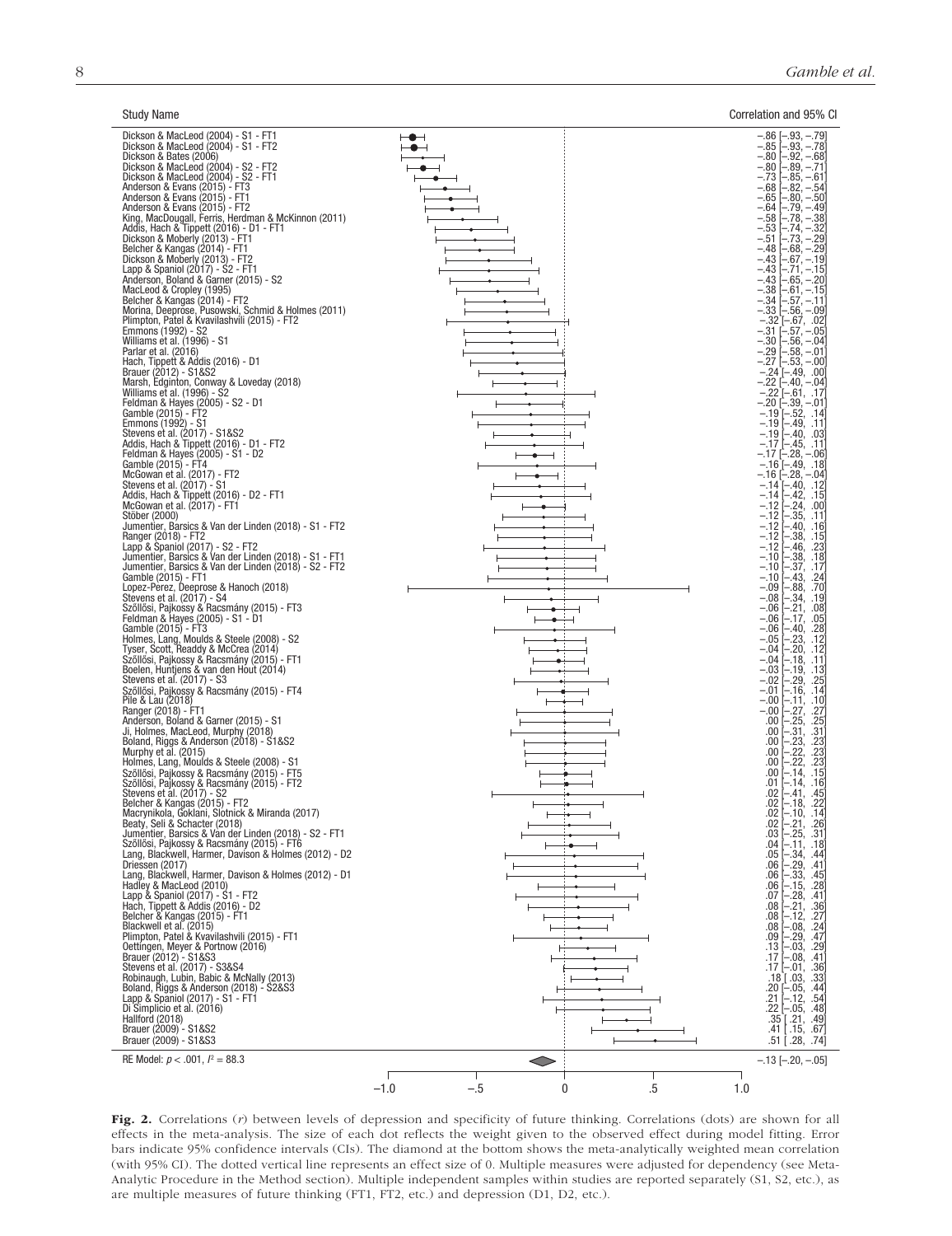| Study Name | Correlation and 95% CI |
|---|---|
| Dickson & MacLeod (2004) - S1 - FT1 | −.86 [−.93, −.79] |
| Dickson & MacLeod (2004) - S1 - FT2 | −.85 [−.93, −.78] |
| Dickson & Bates (2006) | −.80 [−.92, −.68] |
| Dickson & MacLeod (2004) - S2 - FT2 | −.80 [−.89, −.71] |
| Dickson & MacLeod (2004) - S2 - FT1 | −.73 [−.85, −.61] |
| Anderson & Evans (2015) - FT3 | −.68 [−.82, −.54] |
| Anderson & Evans (2015) - FT1 | −.65 [−.80, −.50] |
| Anderson & Evans (2015) - FT2 | −.64 [−.79, −.49] |
| King, MacDougall, Ferris, Herdman & McKinnon (2011) | −.58 [−.78, −.38] |
| Addis, Hach & Tippett (2016) - D1 - FT1 | −.53 [−.74, −.32] |
| Dickson & Moberly (2013) - FT1 | −.51 [−.73, −.29] |
| Belcher & Kangas (2014) - FT1 | −.48 [−.68, −.29] |
| Dickson & Moberly (2013) - FT2 | −.43 [−.67, −.19] |
| Lapp & Spaniol (2017) - S2 - FT1 | −.43 [−.71, −.15] |
| Anderson, Boland & Garner (2015) - S2 | −.43 [−.65, −.20] |
| MacLeod & Cropley (1995) | −.38 [−.61, −.15] |
| Belcher & Kangas (2014) - FT2 | −.34 [−.57, −.11] |
| Morina, Deeprose, Pusowski, Schmid & Holmes (2011) | −.33 [−.56, −.09] |
| Plimpton, Patel & Kvavilashvili (2015) - FT2 | −.32 [−.67, .02] |
| Emmons (1992) - S2 | −.31 [−.57, −.05] |
| Williams et al. (1996) - S1 | −.30 [−.56, −.04] |
| Parlar et al. (2016) | −.29 [−.58, −.01] |
| Hach, Tippett & Addis (2016) - D1 | −.27 [−.53, −.00] |
| Brauer (2012) - S1&S2 | −.24 [−.49, .00] |
| Marsh, Edginton, Conway & Loveday (2018) | −.22 [−.40, −.04] |
| Williams et al. (1996) - S2 | −.22 [−.61, .17] |
| Feldman & Hayes (2005) - S2 - D1 | −.20 [−.39, −.01] |
| Gamble (2015) - FT2 | −.19 [−.52, .14] |
| Emmons (1992) - S1 | −.19 [−.49, .11] |
| Stevens et al. (2017) - S1&S2 | −.19 [−.40, .03] |
| Addis, Hach & Tippett (2016) - D1 - FT2 | −.17 [−.45, .11] |
| Feldman & Hayes (2005) - S1 - D2 | −.17 [−.28, −.06] |
| Gamble (2015) - FT4 | −.16 [−.49, .18] |
| McGowan et al. (2017) - FT2 | −.16 [−.28, −.04] |
| Stevens et al. (2017) - S1 | −.14 [−.40, .12] |
| Addis, Hach & Tippett (2016) - D2 - FT1 | −.14 [−.42, .15] |
| McGowan et al. (2017) - FT1 | −.12 [−.24, .00] |
| Stöber (2000) | −.12 [−.35, .11] |
| Jumentier, Barsics & Van der Linden (2018) - S1 - FT2 | −.12 [−.40, .16] |
| Ranger (2018) - FT2 | −.12 [−.38, .15] |
| Lapp & Spaniol (2017) - S2 - FT2 | −.12 [−.46, .23] |
| Jumentier, Barsics & Van der Linden (2018) - S1 - FT1 | −.10 [−.38, .18] |
| Jumentier, Barsics & Van der Linden (2018) - S2 - FT2 | −.10 [−.37, .17] |
| Gamble (2015) - FT1 | −.10 [−.43, .24] |
| Lopez-Perez, Deeprose & Hanoch (2018) | −.09 [−.88, .70] |
| Stevens et al. (2017) - S4 | −.08 [−.34, .19] |
| Szőllősi, Pajkossy & Racsmány (2015) - FT3 | −.06 [−.21, .08] |
| Feldman & Hayes (2005) - S1 - D1 | −.06 [−.17, .05] |
| Gamble (2015) - FT3 | −.06 [−.40, .28] |
| Holmes, Lang, Moulds & Steele (2008) - S2 | −.05 [−.23, .12] |
| Tyser, Scott, Readdy & McCrea (2014) | −.04 [−.20, .12] |
| Szőllősi, Pajkossy & Racsmány (2015) - FT1 | −.04 [−.18, .11] |
| Boelen, Huntjens & van den Hout (2014) | −.03 [−.19, .13] |
| Stevens et al. (2017) - S3 | −.02 [−.29, .25] |
| Szőllősi, Pajkossy & Racsmány (2015) - FT4 | −.01 [−.16, .14] |
| Pile & Lau (2018) | −.00 [−.11, .10] |
| Ranger (2018) - FT1 | −.00 [−.27, .27] |
| Anderson, Boland & Garner (2015) - S1 | .00 [−.25, .25] |
| Ji, Holmes, MacLeod, Murphy (2018) | .00 [−.31, .31] |
| Boland, Riggs & Anderson (2018) - S1&S2 | .00 [−.23, .23] |
| Murphy et al. (2015) | .00 [−.22, .23] |
| Holmes, Lang, Moulds & Steele (2008) - S1 | .00 [−.22, .23] |
| Szőllősi, Pajkossy & Racsmány (2015) - FT5 | .00 [−.14, .15] |
| Szőllősi, Pajkossy & Racsmány (2015) - FT2 | .01 [−.14, .16] |
| Stevens et al. (2017) - S2 | .02 [−.41, .45] |
| Belcher & Kangas (2015) - FT2 | .02 [−.18, .22] |
| Macrynikola, Goklani, Slotnick & Miranda (2017) | .02 [−.10, .14] |
| Beaty, Seli & Schacter (2018) | .02 [−.21, .26] |
| Jumentier, Barsics & Van der Linden (2018) - S2 - FT1 | .03 [−.25, .31] |
| Szőllősi, Pajkossy & Racsmány (2015) - FT6 | .04 [−.11, .18] |
| Lang, Blackwell, Harmer, Davison & Holmes (2012) - D2 | .05 [−.34, .44] |
| Driessen (2017) | .06 [−.29, .41] |
| Lang, Blackwell, Harmer, Davison & Holmes (2012) - D1 | .06 [−.33, .45] |
| Hadley & MacLeod (2010) | .06 [−.15, .28] |
| Lapp & Spaniol (2017) - S1 - FT2 | .07 [−.28, .41] |
| Hach, Tippett & Addis (2016) - D2 | .08 [−.21, .36] |
| Belcher & Kangas (2015) - FT1 | .08 [−.12, .27] |
| Blackwell et al. (2015) | .08 [−.08, .24] |
| Plimpton, Patel & Kvavilashvili (2015) - FT1 | .09 [−.29, .47] |
| Oettingen, Meyer & Portnow (2016) | .13 [−.03, .29] |
| Brauer (2012) - S1&S3 | .17 [−.08, .41] |
| Stevens et al. (2017) - S3&S4 | .17 [−.01, .36] |
| Robinaugh, Lubin, Babic & McNally (2013) | .18 [.03, .33] |
| Boland, Riggs & Anderson (2018) - S2&S3 | .20 [−.05, .44] |
| Lapp & Spaniol (2017) - S1 - FT1 | .21 [−.12, .54] |
| Di Simplicio et al. (2016) | .22 [−.05, .48] |
| Hallford (2018) | .35 [.21, .49] |
| Brauer (2009) - S1&S2 | .41 [.15, .67] |
| Brauer (2009) - S1&S3 | .51 [.28, .74] |
| RE Model: $p < .001$, $I^2 = 88.3$ | −.13 [−.20, −.05] |

**Fig. 2.** Correlations ($r$) between levels of depression and specificity of future thinking. Correlations (dots) are shown for all effects in the meta-analysis. The size of each dot reflects the weight given to the observed effect during model fitting. Error bars indicate 95% confidence intervals (CIs). The diamond at the bottom shows the meta-analytically weighted mean correlation (with 95% CI). The dotted vertical line represents an effect size of 0. Multiple measures were adjusted for dependency (see Meta-Analytic Procedure in the Method section). Multiple independent samples within studies are reported separately (S1, S2, etc.), as are multiple measures of future thinking (FT1, FT2, etc.) and depression (D1, D2, etc.).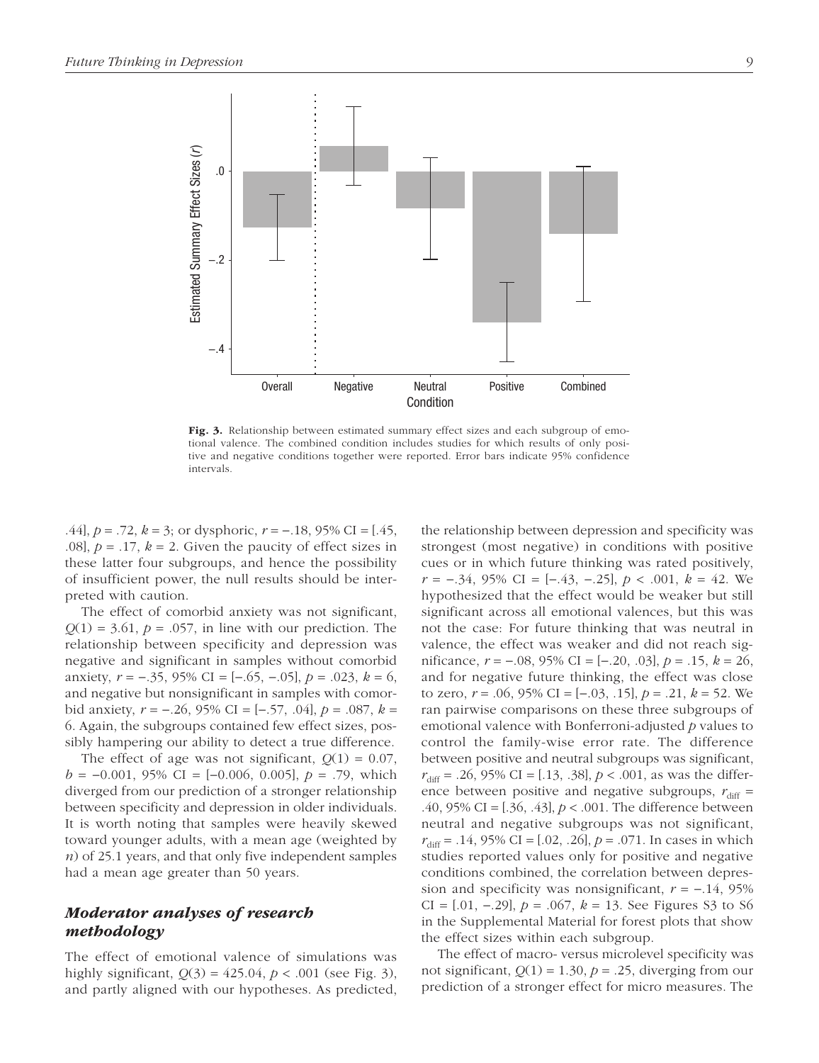Fig. 3. Relationship between estimated summary effect sizes and each subgroup of emotional valence. The combined condition includes studies for which results of only positive and negative conditions together were reported. Error bars indicate 95% confidence intervals.

.44], $p = .72$, $k = 3$; or dysphoric, $r = -.18$, 95% CI = [.45, .08], $p = .17$, $k = 2$. Given the paucity of effect sizes in these latter four subgroups, and hence the possibility of insufficient power, the null results should be interpreted with caution.

The effect of comorbid anxiety was not significant, $Q(1) = 3.61$, $p = .057$, in line with our prediction. The relationship between specificity and depression was negative and significant in samples without comorbid anxiety, $r = -.35$, 95% CI = [−.65, −.05], $p = .023$, $k = 6$, and negative but nonsignificant in samples with comorbid anxiety, $r = -.26$, 95% CI = [−.57, .04], $p = .087$, $k = 6$. Again, the subgroups contained few effect sizes, possibly hampering our ability to detect a true difference.

The effect of age was not significant, $Q(1) = 0.07$, $b = -0.001$, 95% CI = [−0.006, 0.005], $p = .79$, which diverged from our prediction of a stronger relationship between specificity and depression in older individuals. It is worth noting that samples were heavily skewed toward younger adults, with a mean age (weighted by $n$) of 25.1 years, and that only five independent samples had a mean age greater than 50 years.

### *Moderator analyses of research methodology*

The effect of emotional valence of simulations was highly significant, $Q(3) = 425.04$, $p < .001$ (see Fig. 3), and partly aligned with our hypotheses. As predicted, the relationship between depression and specificity was strongest (most negative) in conditions with positive cues or in which future thinking was rated positively, $r = -.34$, 95% CI = [−.43, −.25], $p < .001$, $k = 42$. We hypothesized that the effect would be weaker but still significant across all emotional valences, but this was not the case: For future thinking that was neutral in valence, the effect was weaker and did not reach significance, $r = -.08$, 95% CI = [−.20, .03], $p = .15$, $k = 26$, and for negative future thinking, the effect was close to zero, $r = .06$, 95% CI = [−.03, .15], $p = .21$, $k = 52$. We ran pairwise comparisons on these three subgroups of emotional valence with Bonferroni-adjusted $p$ values to control the family-wise error rate. The difference between positive and neutral subgroups was significant, $r_{\text{diff}} = .26$, 95% CI = [.13, .38], $p < .001$, as was the difference between positive and negative subgroups, $r_{\text{diff}} = .40$, 95% CI = [.36, .43], $p < .001$. The difference between neutral and negative subgroups was not significant, $r_{\text{diff}} = .14$, 95% CI = [.02, .26], $p = .071$. In cases in which studies reported values only for positive and negative conditions combined, the correlation between depression and specificity was nonsignificant, $r = -.14$, 95% CI = [.01, −.29], $p = .067$, $k = 13$. See Figures S3 to S6 in the Supplemental Material for forest plots that show the effect sizes within each subgroup.

The effect of macro- versus microlevel specificity was not significant, $Q(1) = 1.30$, $p = .25$, diverging from our prediction of a stronger effect for micro measures. The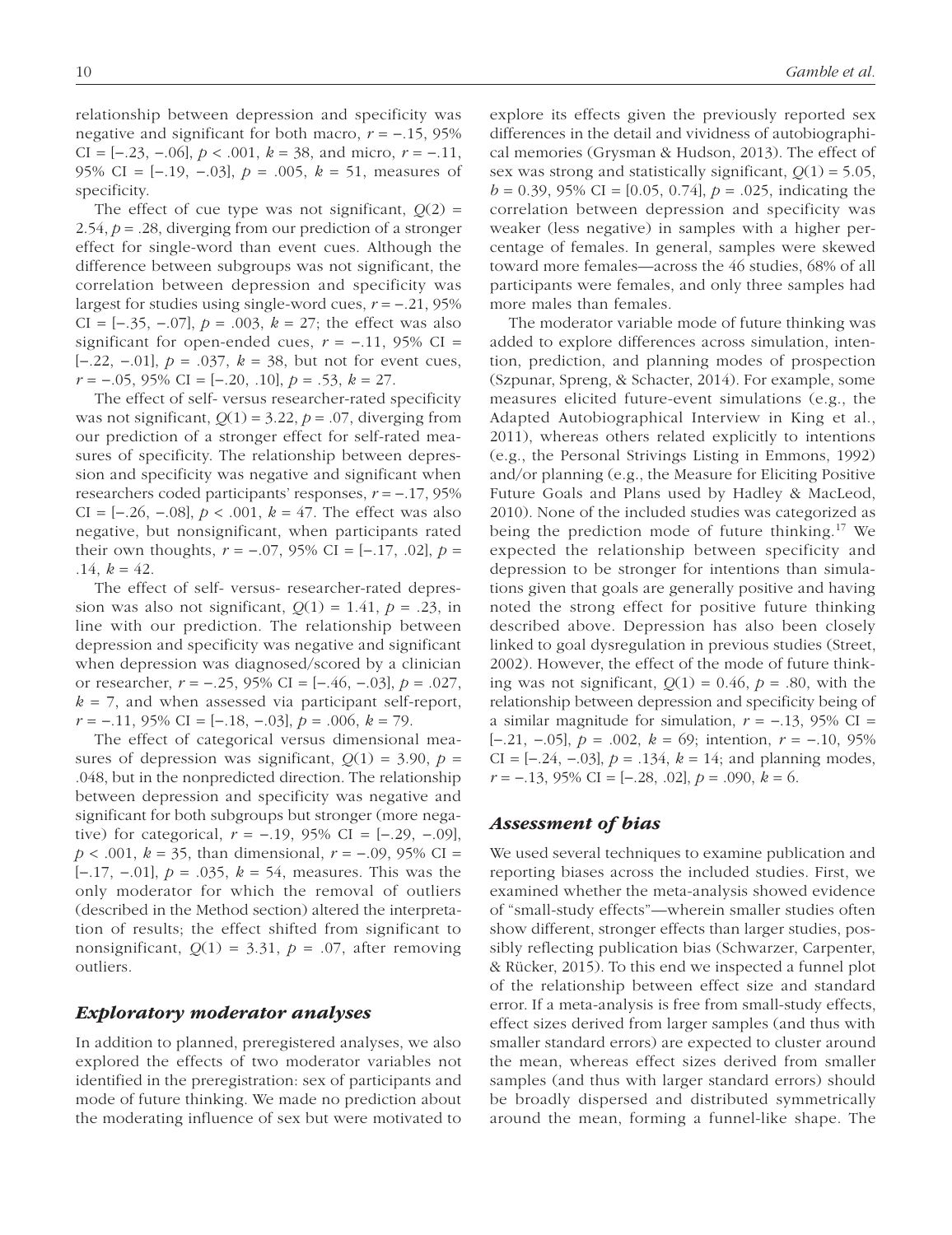relationship between depression and specificity was negative and significant for both macro, $r = -.15$, 95% CI = [−.23, −.06], $p < .001$, $k = 38$, and micro, $r = -.11$, 95% CI = [−.19, −.03], $p = .005$, $k = 51$, measures of specificity.

The effect of cue type was not significant, $Q(2) = 2.54$, $p = .28$, diverging from our prediction of a stronger effect for single-word than event cues. Although the difference between subgroups was not significant, the correlation between depression and specificity was largest for studies using single-word cues, $r = -.21$, 95% CI = [−.35, −.07], $p = .003$, $k = 27$; the effect was also significant for open-ended cues, $r = -.11$, 95% CI = [−.22, −.01], $p = .037$, $k = 38$, but not for event cues, $r = -.05$, 95% CI = [−.20, .10], $p = .53$, $k = 27$.

The effect of self- versus researcher-rated specificity was not significant, $Q(1) = 3.22$, $p = .07$, diverging from our prediction of a stronger effect for self-rated measures of specificity. The relationship between depression and specificity was negative and significant when researchers coded participants' responses, $r = -.17$, 95% CI = [−.26, −.08], $p < .001$, $k = 47$. The effect was also negative, but nonsignificant, when participants rated their own thoughts, $r = -.07$, 95% CI = [−.17, .02], $p = .14$, $k = 42$.

The effect of self- versus- researcher-rated depression was also not significant, $Q(1) = 1.41$, $p = .23$, in line with our prediction. The relationship between depression and specificity was negative and significant when depression was diagnosed/scored by a clinician or researcher, $r = -.25$, 95% CI = [−.46, −.03], $p = .027$, $k = 7$, and when assessed via participant self-report, $r = -.11$, 95% CI = [−.18, −.03], $p = .006$, $k = 79$.

The effect of categorical versus dimensional measures of depression was significant, $Q(1) = 3.90$, $p = .048$, but in the nonpredicted direction. The relationship between depression and specificity was negative and significant for both subgroups but stronger (more negative) for categorical, $r = -.19$, 95% CI = [−.29, −.09], $p < .001$, $k = 35$, than dimensional, $r = -.09$, 95% CI = [−.17, −.01], $p = .035$, $k = 54$, measures. This was the only moderator for which the removal of outliers (described in the Method section) altered the interpretation of results; the effect shifted from significant to nonsignificant, $Q(1) = 3.31$, $p = .07$, after removing outliers.

### Exploratory moderator analyses

In addition to planned, preregistered analyses, we also explored the effects of two moderator variables not identified in the preregistration: sex of participants and mode of future thinking. We made no prediction about the moderating influence of sex but were motivated to explore its effects given the previously reported sex differences in the detail and vividness of autobiographical memories (Grysman & Hudson, 2013). The effect of sex was strong and statistically significant, $Q(1) = 5.05$, $b = 0.39$, 95% CI = [0.05, 0.74], $p = .025$, indicating the correlation between depression and specificity was weaker (less negative) in samples with a higher percentage of females. In general, samples were skewed toward more females—across the 46 studies, 68% of all participants were females, and only three samples had more males than females.

The moderator variable mode of future thinking was added to explore differences across simulation, intention, prediction, and planning modes of prospection (Szpunar, Spreng, & Schacter, 2014). For example, some measures elicited future-event simulations (e.g., the Adapted Autobiographical Interview in King et al., 2011), whereas others related explicitly to intentions (e.g., the Personal Strivings Listing in Emmons, 1992) and/or planning (e.g., the Measure for Eliciting Positive Future Goals and Plans used by Hadley & MacLeod, 2010). None of the included studies was categorized as being the prediction mode of future thinking.[17] We expected the relationship between specificity and depression to be stronger for intentions than simulations given that goals are generally positive and having noted the strong effect for positive future thinking described above. Depression has also been closely linked to goal dysregulation in previous studies (Street, 2002). However, the effect of the mode of future thinking was not significant, $Q(1) = 0.46$, $p = .80$, with the relationship between depression and specificity being of a similar magnitude for simulation, $r = -.13$, 95% CI = [−.21, −.05], $p = .002$, $k = 69$; intention, $r = -.10$, 95% CI = [−.24, −.03], $p = .134$, $k = 14$; and planning modes, $r = -.13$, 95% CI = [−.28, .02], $p = .090$, $k = 6$.

### Assessment of bias

We used several techniques to examine publication and reporting biases across the included studies. First, we examined whether the meta-analysis showed evidence of "small-study effects"—wherein smaller studies often show different, stronger effects than larger studies, possibly reflecting publication bias (Schwarzer, Carpenter, & Rücker, 2015). To this end we inspected a funnel plot of the relationship between effect size and standard error. If a meta-analysis is free from small-study effects, effect sizes derived from larger samples (and thus with smaller standard errors) are expected to cluster around the mean, whereas effect sizes derived from smaller samples (and thus with larger standard errors) should be broadly dispersed and distributed symmetrically around the mean, forming a funnel-like shape. The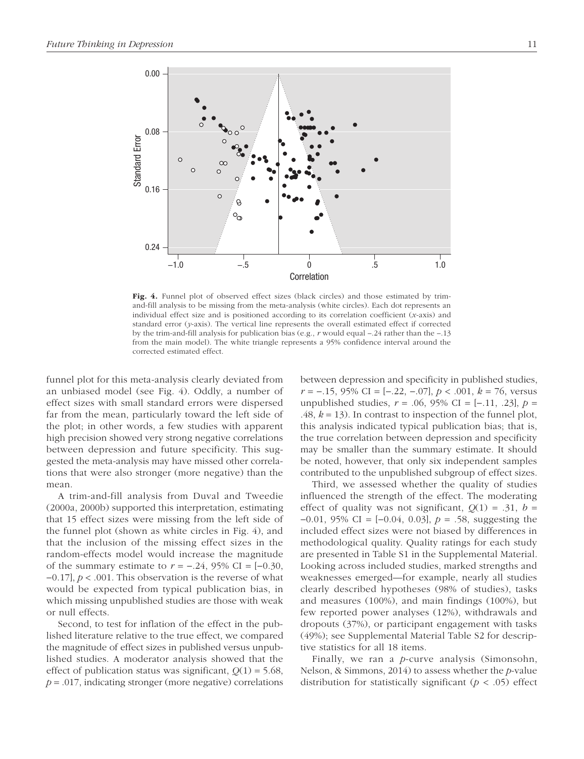Fig. 4. Funnel plot of observed effect sizes (black circles) and those estimated by trim-and-fill analysis to be missing from the meta-analysis (white circles). Each dot represents an individual effect size and is positioned according to its correlation coefficient (*x*-axis) and standard error (*y*-axis). The vertical line represents the overall estimated effect if corrected by the trim-and-fill analysis for publication bias (e.g., *r* would equal −.24 rather than the −.13 from the main model). The white triangle represents a 95% confidence interval around the corrected estimated effect.

funnel plot for this meta-analysis clearly deviated from an unbiased model (see Fig. 4). Oddly, a number of effect sizes with small standard errors were dispersed far from the mean, particularly toward the left side of the plot; in other words, a few studies with apparent high precision showed very strong negative correlations between depression and future specificity. This suggested the meta-analysis may have missed other correlations that were also stronger (more negative) than the mean.

A trim-and-fill analysis from Duval and Tweedie (2000a, 2000b) supported this interpretation, estimating that 15 effect sizes were missing from the left side of the funnel plot (shown as white circles in Fig. 4), and that the inclusion of the missing effect sizes in the random-effects model would increase the magnitude of the summary estimate to $r = -.24$, 95% CI = [−0.30, −0.17], $p < .001$. This observation is the reverse of what would be expected from typical publication bias, in which missing unpublished studies are those with weak or null effects.

Second, to test for inflation of the effect in the published literature relative to the true effect, we compared the magnitude of effect sizes in published versus unpublished studies. A moderator analysis showed that the effect of publication status was significant, $Q(1) = 5.68$, $p = .017$, indicating stronger (more negative) correlations between depression and specificity in published studies, $r = -.15$, 95% CI = [−.22, −.07], $p < .001$, $k = 76$, versus unpublished studies, $r = .06$, 95% CI = [−.11, .23], $p = .48$, $k = 13$). In contrast to inspection of the funnel plot, this analysis indicated typical publication bias; that is, the true correlation between depression and specificity may be smaller than the summary estimate. It should be noted, however, that only six independent samples contributed to the unpublished subgroup of effect sizes.

Third, we assessed whether the quality of studies influenced the strength of the effect. The moderating effect of quality was not significant, $Q(1) = .31$, $b = -0.01$, 95% CI = [−0.04, 0.03], $p = .58$, suggesting the included effect sizes were not biased by differences in methodological quality. Quality ratings for each study are presented in Table S1 in the Supplemental Material. Looking across included studies, marked strengths and weaknesses emerged—for example, nearly all studies clearly described hypotheses (98% of studies), tasks and measures (100%), and main findings (100%), but few reported power analyses (12%), withdrawals and dropouts (37%), or participant engagement with tasks (49%); see Supplemental Material Table S2 for descriptive statistics for all 18 items.

Finally, we ran a *p*-curve analysis (Simonsohn, Nelson, & Simmons, 2014) to assess whether the *p*-value distribution for statistically significant ($p < .05$) effect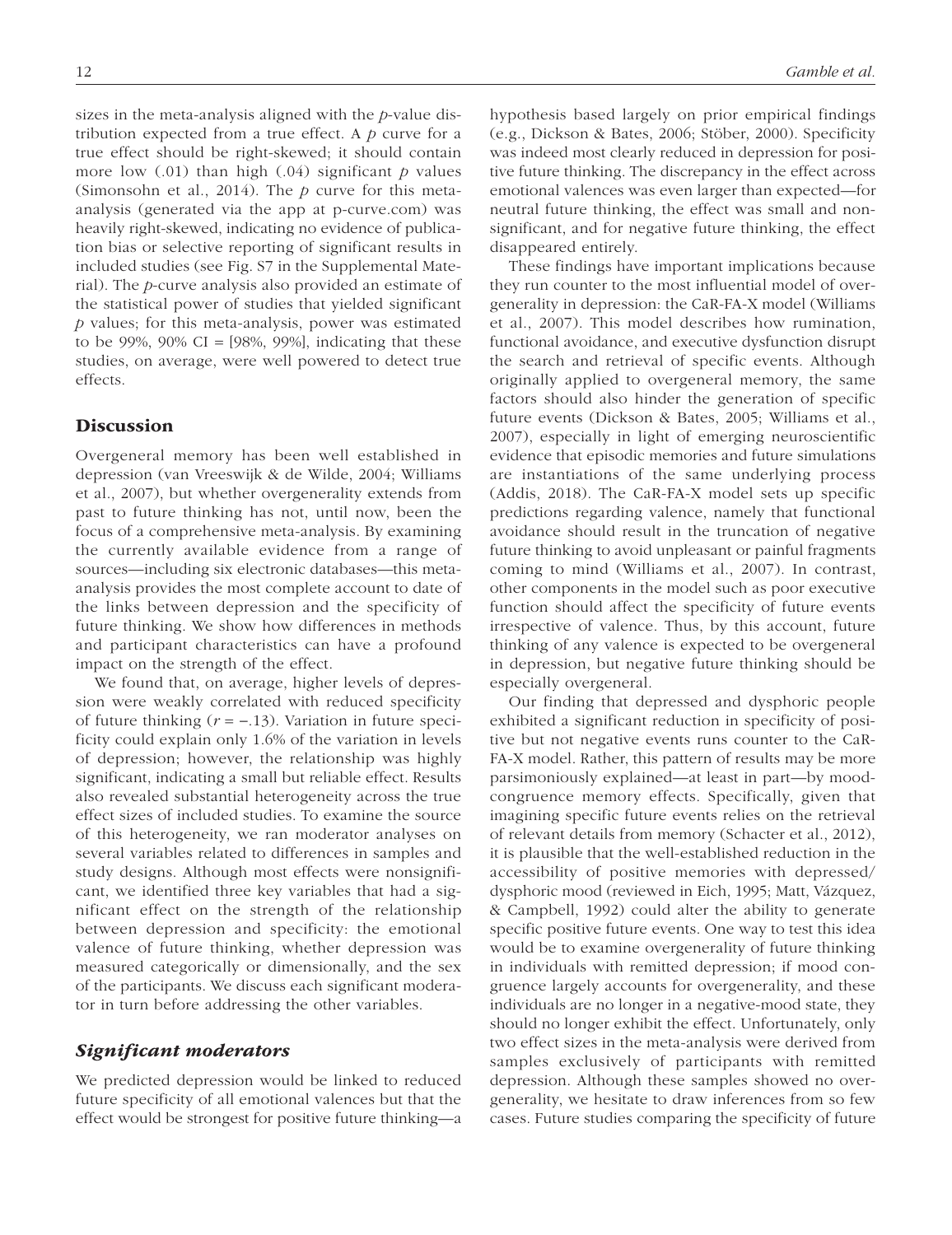sizes in the meta-analysis aligned with the *p*-value distribution expected from a true effect. A *p* curve for a true effect should be right-skewed; it should contain more low (.01) than high (.04) significant *p* values (Simonsohn et al., 2014). The *p* curve for this meta-analysis (generated via the app at p-curve.com) was heavily right-skewed, indicating no evidence of publication bias or selective reporting of significant results in included studies (see Fig. S7 in the Supplemental Material). The *p*-curve analysis also provided an estimate of the statistical power of studies that yielded significant *p* values; for this meta-analysis, power was estimated to be 99%, 90% CI = [98%, 99%], indicating that these studies, on average, were well powered to detect true effects.

## Discussion

Overgeneral memory has been well established in depression (van Vreeswijk & de Wilde, 2004; Williams et al., 2007), but whether overgenerality extends from past to future thinking has not, until now, been the focus of a comprehensive meta-analysis. By examining the currently available evidence from a range of sources—including six electronic databases—this meta-analysis provides the most complete account to date of the links between depression and the specificity of future thinking. We show how differences in methods and participant characteristics can have a profound impact on the strength of the effect.

We found that, on average, higher levels of depression were weakly correlated with reduced specificity of future thinking ($r = -.13$). Variation in future specificity could explain only 1.6% of the variation in levels of depression; however, the relationship was highly significant, indicating a small but reliable effect. Results also revealed substantial heterogeneity across the true effect sizes of included studies. To examine the source of this heterogeneity, we ran moderator analyses on several variables related to differences in samples and study designs. Although most effects were nonsignificant, we identified three key variables that had a significant effect on the strength of the relationship between depression and specificity: the emotional valence of future thinking, whether depression was measured categorically or dimensionally, and the sex of the participants. We discuss each significant moderator in turn before addressing the other variables.

### *Significant moderators*

We predicted depression would be linked to reduced future specificity of all emotional valences but that the effect would be strongest for positive future thinking—a hypothesis based largely on prior empirical findings (e.g., Dickson & Bates, 2006; Stöber, 2000). Specificity was indeed most clearly reduced in depression for positive future thinking. The discrepancy in the effect across emotional valences was even larger than expected—for neutral future thinking, the effect was small and nonsignificant, and for negative future thinking, the effect disappeared entirely.

These findings have important implications because they run counter to the most influential model of overgenerality in depression: the CaR-FA-X model (Williams et al., 2007). This model describes how rumination, functional avoidance, and executive dysfunction disrupt the search and retrieval of specific events. Although originally applied to overgeneral memory, the same factors should also hinder the generation of specific future events (Dickson & Bates, 2005; Williams et al., 2007), especially in light of emerging neuroscientific evidence that episodic memories and future simulations are instantiations of the same underlying process (Addis, 2018). The CaR-FA-X model sets up specific predictions regarding valence, namely that functional avoidance should result in the truncation of negative future thinking to avoid unpleasant or painful fragments coming to mind (Williams et al., 2007). In contrast, other components in the model such as poor executive function should affect the specificity of future events irrespective of valence. Thus, by this account, future thinking of any valence is expected to be overgeneral in depression, but negative future thinking should be especially overgeneral.

Our finding that depressed and dysphoric people exhibited a significant reduction in specificity of positive but not negative events runs counter to the CaR-FA-X model. Rather, this pattern of results may be more parsimoniously explained—at least in part—by mood-congruence memory effects. Specifically, given that imagining specific future events relies on the retrieval of relevant details from memory (Schacter et al., 2012), it is plausible that the well-established reduction in the accessibility of positive memories with depressed/dysphoric mood (reviewed in Eich, 1995; Matt, Vázquez, & Campbell, 1992) could alter the ability to generate specific positive future events. One way to test this idea would be to examine overgenerality of future thinking in individuals with remitted depression; if mood congruence largely accounts for overgenerality, and these individuals are no longer in a negative-mood state, they should no longer exhibit the effect. Unfortunately, only two effect sizes in the meta-analysis were derived from samples exclusively of participants with remitted depression. Although these samples showed no overgenerality, we hesitate to draw inferences from so few cases. Future studies comparing the specificity of future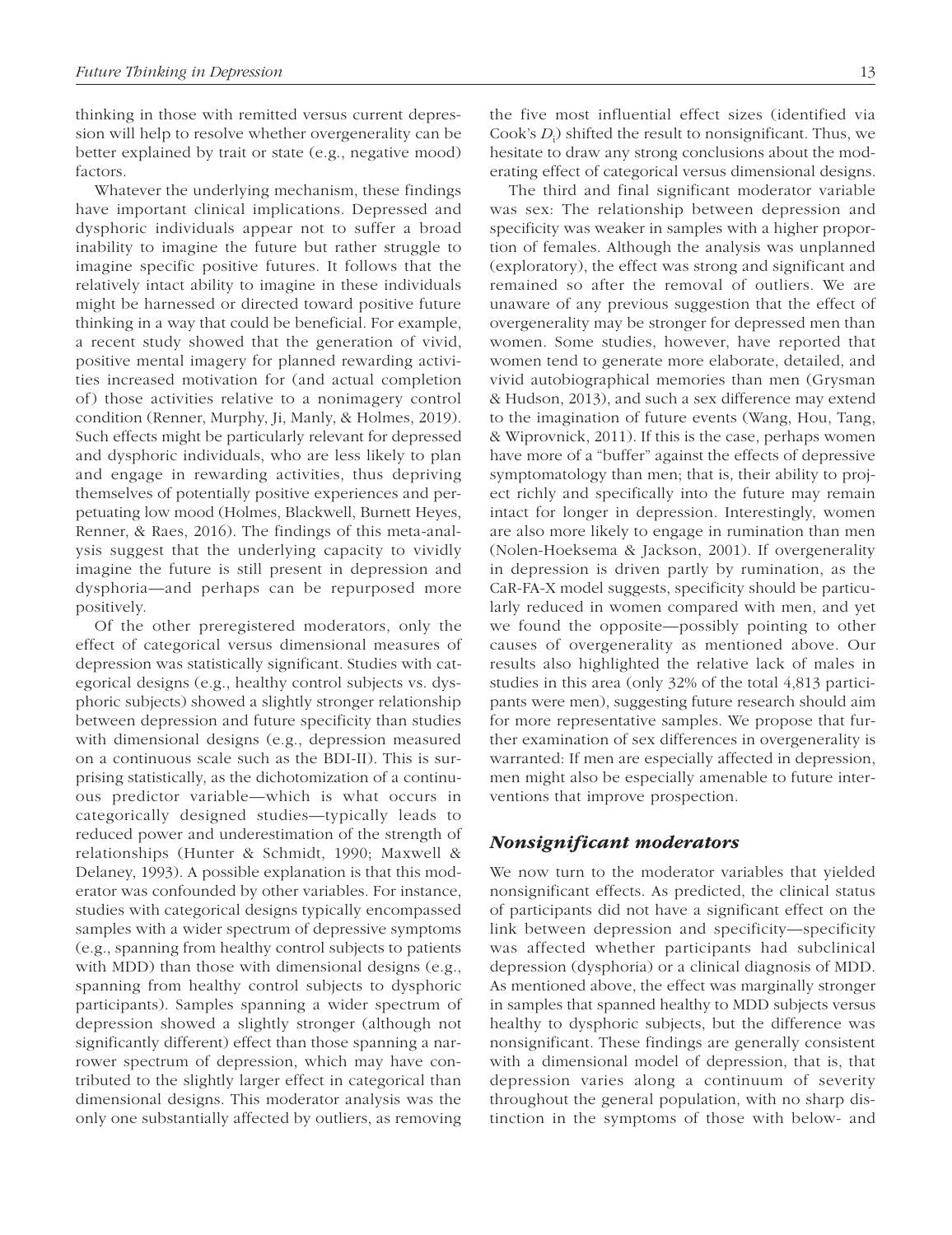thinking in those with remitted versus current depression will help to resolve whether overgenerality can be better explained by trait or state (e.g., negative mood) factors.

Whatever the underlying mechanism, these findings have important clinical implications. Depressed and dysphoric individuals appear not to suffer a broad inability to imagine the future but rather struggle to imagine specific positive futures. It follows that the relatively intact ability to imagine in these individuals might be harnessed or directed toward positive future thinking in a way that could be beneficial. For example, a recent study showed that the generation of vivid, positive mental imagery for planned rewarding activities increased motivation for (and actual completion of) those activities relative to a nonimagery control condition (Renner, Murphy, Ji, Manly, & Holmes, 2019). Such effects might be particularly relevant for depressed and dysphoric individuals, who are less likely to plan and engage in rewarding activities, thus depriving themselves of potentially positive experiences and perpetuating low mood (Holmes, Blackwell, Burnett Heyes, Renner, & Raes, 2016). The findings of this meta-analysis suggest that the underlying capacity to vividly imagine the future is still present in depression and dysphoria—and perhaps can be repurposed more positively.

Of the other preregistered moderators, only the effect of categorical versus dimensional measures of depression was statistically significant. Studies with categorical designs (e.g., healthy control subjects vs. dysphoric subjects) showed a slightly stronger relationship between depression and future specificity than studies with dimensional designs (e.g., depression measured on a continuous scale such as the BDI-II). This is surprising statistically, as the dichotomization of a continuous predictor variable—which is what occurs in categorically designed studies—typically leads to reduced power and underestimation of the strength of relationships (Hunter & Schmidt, 1990; Maxwell & Delaney, 1993). A possible explanation is that this moderator was confounded by other variables. For instance, studies with categorical designs typically encompassed samples with a wider spectrum of depressive symptoms (e.g., spanning from healthy control subjects to patients with MDD) than those with dimensional designs (e.g., spanning from healthy control subjects to dysphoric participants). Samples spanning a wider spectrum of depression showed a slightly stronger (although not significantly different) effect than those spanning a narrower spectrum of depression, which may have contributed to the slightly larger effect in categorical than dimensional designs. This moderator analysis was the only one substantially affected by outliers, as removing the five most influential effect sizes (identified via Cook's $D_i$) shifted the result to nonsignificant. Thus, we hesitate to draw any strong conclusions about the moderating effect of categorical versus dimensional designs.

The third and final significant moderator variable was sex: The relationship between depression and specificity was weaker in samples with a higher proportion of females. Although the analysis was unplanned (exploratory), the effect was strong and significant and remained so after the removal of outliers. We are unaware of any previous suggestion that the effect of overgenerality may be stronger for depressed men than women. Some studies, however, have reported that women tend to generate more elaborate, detailed, and vivid autobiographical memories than men (Grysman & Hudson, 2013), and such a sex difference may extend to the imagination of future events (Wang, Hou, Tang, & Wiprovnick, 2011). If this is the case, perhaps women have more of a "buffer" against the effects of depressive symptomatology than men; that is, their ability to project richly and specifically into the future may remain intact for longer in depression. Interestingly, women are also more likely to engage in rumination than men (Nolen-Hoeksema & Jackson, 2001). If overgenerality in depression is driven partly by rumination, as the CaR-FA-X model suggests, specificity should be particularly reduced in women compared with men, and yet we found the opposite—possibly pointing to other causes of overgenerality as mentioned above. Our results also highlighted the relative lack of males in studies in this area (only 32% of the total 4,813 participants were men), suggesting future research should aim for more representative samples. We propose that further examination of sex differences in overgenerality is warranted: If men are especially affected in depression, men might also be especially amenable to future interventions that improve prospection.

### *Nonsignificant moderators*

We now turn to the moderator variables that yielded nonsignificant effects. As predicted, the clinical status of participants did not have a significant effect on the link between depression and specificity—specificity was affected whether participants had subclinical depression (dysphoria) or a clinical diagnosis of MDD. As mentioned above, the effect was marginally stronger in samples that spanned healthy to MDD subjects versus healthy to dysphoric subjects, but the difference was nonsignificant. These findings are generally consistent with a dimensional model of depression, that is, that depression varies along a continuum of severity throughout the general population, with no sharp distinction in the symptoms of those with below- and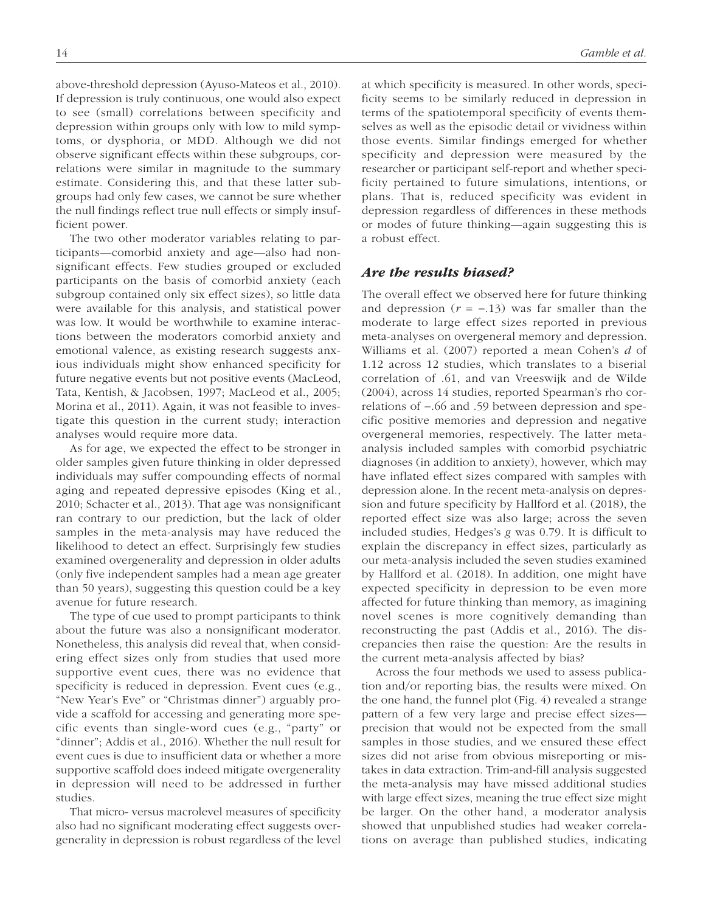above-threshold depression (Ayuso-Mateos et al., 2010). If depression is truly continuous, one would also expect to see (small) correlations between specificity and depression within groups only with low to mild symptoms, or dysphoria, or MDD. Although we did not observe significant effects within these subgroups, correlations were similar in magnitude to the summary estimate. Considering this, and that these latter subgroups had only few cases, we cannot be sure whether the null findings reflect true null effects or simply insufficient power.

The two other moderator variables relating to participants—comorbid anxiety and age—also had nonsignificant effects. Few studies grouped or excluded participants on the basis of comorbid anxiety (each subgroup contained only six effect sizes), so little data were available for this analysis, and statistical power was low. It would be worthwhile to examine interactions between the moderators comorbid anxiety and emotional valence, as existing research suggests anxious individuals might show enhanced specificity for future negative events but not positive events (MacLeod, Tata, Kentish, & Jacobsen, 1997; MacLeod et al., 2005; Morina et al., 2011). Again, it was not feasible to investigate this question in the current study; interaction analyses would require more data.

As for age, we expected the effect to be stronger in older samples given future thinking in older depressed individuals may suffer compounding effects of normal aging and repeated depressive episodes (King et al., 2010; Schacter et al., 2013). That age was nonsignificant ran contrary to our prediction, but the lack of older samples in the meta-analysis may have reduced the likelihood to detect an effect. Surprisingly few studies examined overgenerality and depression in older adults (only five independent samples had a mean age greater than 50 years), suggesting this question could be a key avenue for future research.

The type of cue used to prompt participants to think about the future was also a nonsignificant moderator. Nonetheless, this analysis did reveal that, when considering effect sizes only from studies that used more supportive event cues, there was no evidence that specificity is reduced in depression. Event cues (e.g., "New Year's Eve" or "Christmas dinner") arguably provide a scaffold for accessing and generating more specific events than single-word cues (e.g., "party" or "dinner"; Addis et al., 2016). Whether the null result for event cues is due to insufficient data or whether a more supportive scaffold does indeed mitigate overgenerality in depression will need to be addressed in further studies.

That micro- versus macrolevel measures of specificity also had no significant moderating effect suggests overgenerality in depression is robust regardless of the level at which specificity is measured. In other words, specificity seems to be similarly reduced in depression in terms of the spatiotemporal specificity of events themselves as well as the episodic detail or vividness within those events. Similar findings emerged for whether specificity and depression were measured by the researcher or participant self-report and whether specificity pertained to future simulations, intentions, or plans. That is, reduced specificity was evident in depression regardless of differences in these methods or modes of future thinking—again suggesting this is a robust effect.

### *Are the results biased?*

The overall effect we observed here for future thinking and depression ($r = -.13$) was far smaller than the moderate to large effect sizes reported in previous meta-analyses on overgeneral memory and depression. Williams et al. (2007) reported a mean Cohen's $d$ of 1.12 across 12 studies, which translates to a biserial correlation of .61, and van Vreeswijk and de Wilde (2004), across 14 studies, reported Spearman's rho correlations of −.66 and .59 between depression and specific positive memories and depression and negative overgeneral memories, respectively. The latter meta-analysis included samples with comorbid psychiatric diagnoses (in addition to anxiety), however, which may have inflated effect sizes compared with samples with depression alone. In the recent meta-analysis on depression and future specificity by Hallford et al. (2018), the reported effect size was also large; across the seven included studies, Hedges's $g$ was 0.79. It is difficult to explain the discrepancy in effect sizes, particularly as our meta-analysis included the seven studies examined by Hallford et al. (2018). In addition, one might have expected specificity in depression to be even more affected for future thinking than memory, as imagining novel scenes is more cognitively demanding than reconstructing the past (Addis et al., 2016). The discrepancies then raise the question: Are the results in the current meta-analysis affected by bias?

Across the four methods we used to assess publication and/or reporting bias, the results were mixed. On the one hand, the funnel plot (Fig. 4) revealed a strange pattern of a few very large and precise effect sizes—precision that would not be expected from the small samples in those studies, and we ensured these effect sizes did not arise from obvious misreporting or mistakes in data extraction. Trim-and-fill analysis suggested the meta-analysis may have missed additional studies with large effect sizes, meaning the true effect size might be larger. On the other hand, a moderator analysis showed that unpublished studies had weaker correlations on average than published studies, indicating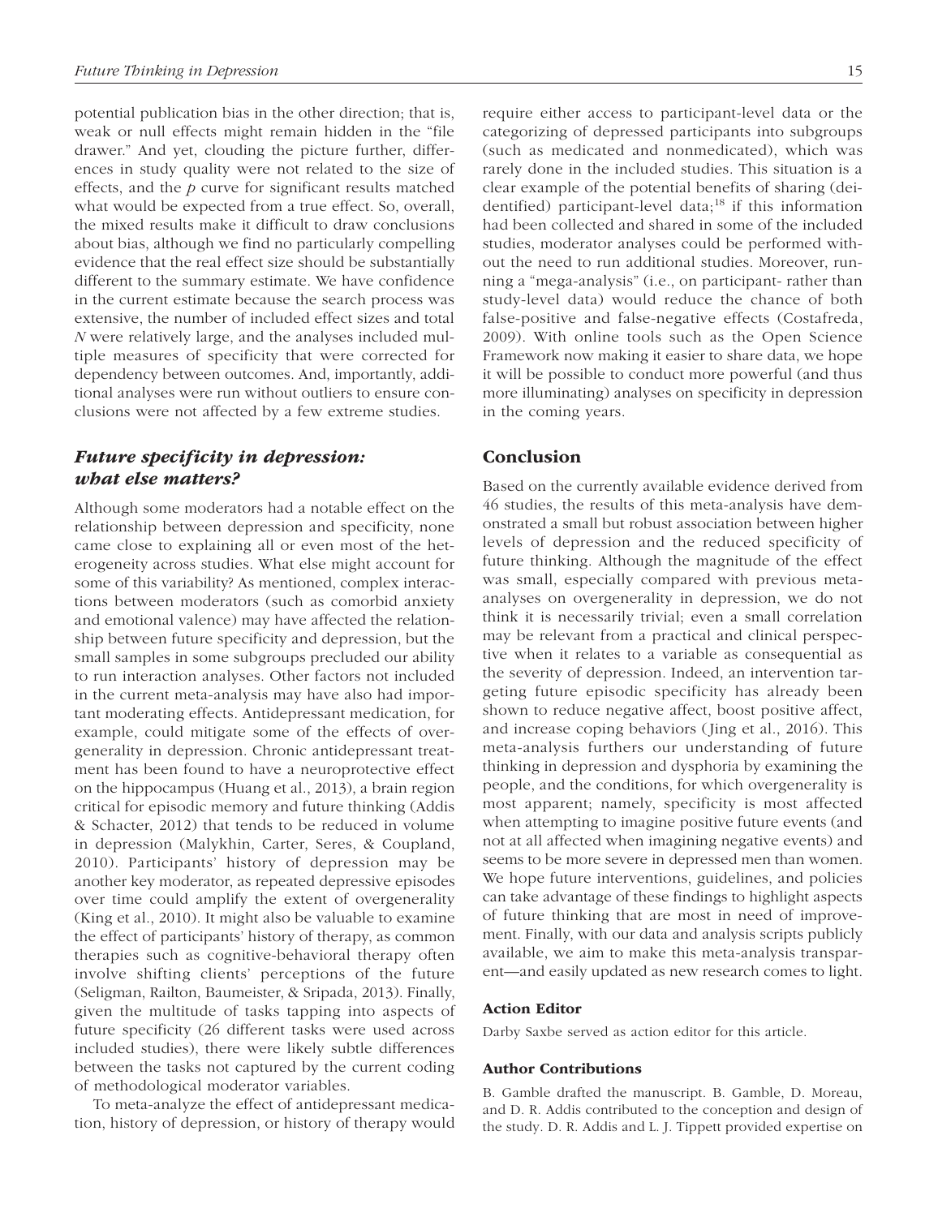potential publication bias in the other direction; that is, weak or null effects might remain hidden in the "file drawer." And yet, clouding the picture further, differences in study quality were not related to the size of effects, and the *p* curve for significant results matched what would be expected from a true effect. So, overall, the mixed results make it difficult to draw conclusions about bias, although we find no particularly compelling evidence that the real effect size should be substantially different to the summary estimate. We have confidence in the current estimate because the search process was extensive, the number of included effect sizes and total *N* were relatively large, and the analyses included multiple measures of specificity that were corrected for dependency between outcomes. And, importantly, additional analyses were run without outliers to ensure conclusions were not affected by a few extreme studies.

### *Future specificity in depression: what else matters?*

Although some moderators had a notable effect on the relationship between depression and specificity, none came close to explaining all or even most of the heterogeneity across studies. What else might account for some of this variability? As mentioned, complex interactions between moderators (such as comorbid anxiety and emotional valence) may have affected the relationship between future specificity and depression, but the small samples in some subgroups precluded our ability to run interaction analyses. Other factors not included in the current meta-analysis may have also had important moderating effects. Antidepressant medication, for example, could mitigate some of the effects of overgenerality in depression. Chronic antidepressant treatment has been found to have a neuroprotective effect on the hippocampus (Huang et al., 2013), a brain region critical for episodic memory and future thinking (Addis & Schacter, 2012) that tends to be reduced in volume in depression (Malykhin, Carter, Seres, & Coupland, 2010). Participants' history of depression may be another key moderator, as repeated depressive episodes over time could amplify the extent of overgenerality (King et al., 2010). It might also be valuable to examine the effect of participants' history of therapy, as common therapies such as cognitive-behavioral therapy often involve shifting clients' perceptions of the future (Seligman, Railton, Baumeister, & Sripada, 2013). Finally, given the multitude of tasks tapping into aspects of future specificity (26 different tasks were used across included studies), there were likely subtle differences between the tasks not captured by the current coding of methodological moderator variables.

To meta-analyze the effect of antidepressant medication, history of depression, or history of therapy would require either access to participant-level data or the categorizing of depressed participants into subgroups (such as medicated and nonmedicated), which was rarely done in the included studies. This situation is a clear example of the potential benefits of sharing (deidentified) participant-level data;[18] if this information had been collected and shared in some of the included studies, moderator analyses could be performed without the need to run additional studies. Moreover, running a "mega-analysis" (i.e., on participant- rather than study-level data) would reduce the chance of both false-positive and false-negative effects (Costafreda, 2009). With online tools such as the Open Science Framework now making it easier to share data, we hope it will be possible to conduct more powerful (and thus more illuminating) analyses on specificity in depression in the coming years.

## Conclusion

Based on the currently available evidence derived from 46 studies, the results of this meta-analysis have demonstrated a small but robust association between higher levels of depression and the reduced specificity of future thinking. Although the magnitude of the effect was small, especially compared with previous meta-analyses on overgenerality in depression, we do not think it is necessarily trivial; even a small correlation may be relevant from a practical and clinical perspective when it relates to a variable as consequential as the severity of depression. Indeed, an intervention targeting future episodic specificity has already been shown to reduce negative affect, boost positive affect, and increase coping behaviors (Jing et al., 2016). This meta-analysis furthers our understanding of future thinking in depression and dysphoria by examining the people, and the conditions, for which overgenerality is most apparent; namely, specificity is most affected when attempting to imagine positive future events (and not at all affected when imagining negative events) and seems to be more severe in depressed men than women. We hope future interventions, guidelines, and policies can take advantage of these findings to highlight aspects of future thinking that are most in need of improvement. Finally, with our data and analysis scripts publicly available, we aim to make this meta-analysis transparent—and easily updated as new research comes to light.

#### Action Editor

Darby Saxbe served as action editor for this article.

#### Author Contributions

B. Gamble drafted the manuscript. B. Gamble, D. Moreau, and D. R. Addis contributed to the conception and design of the study. D. R. Addis and L. J. Tippett provided expertise on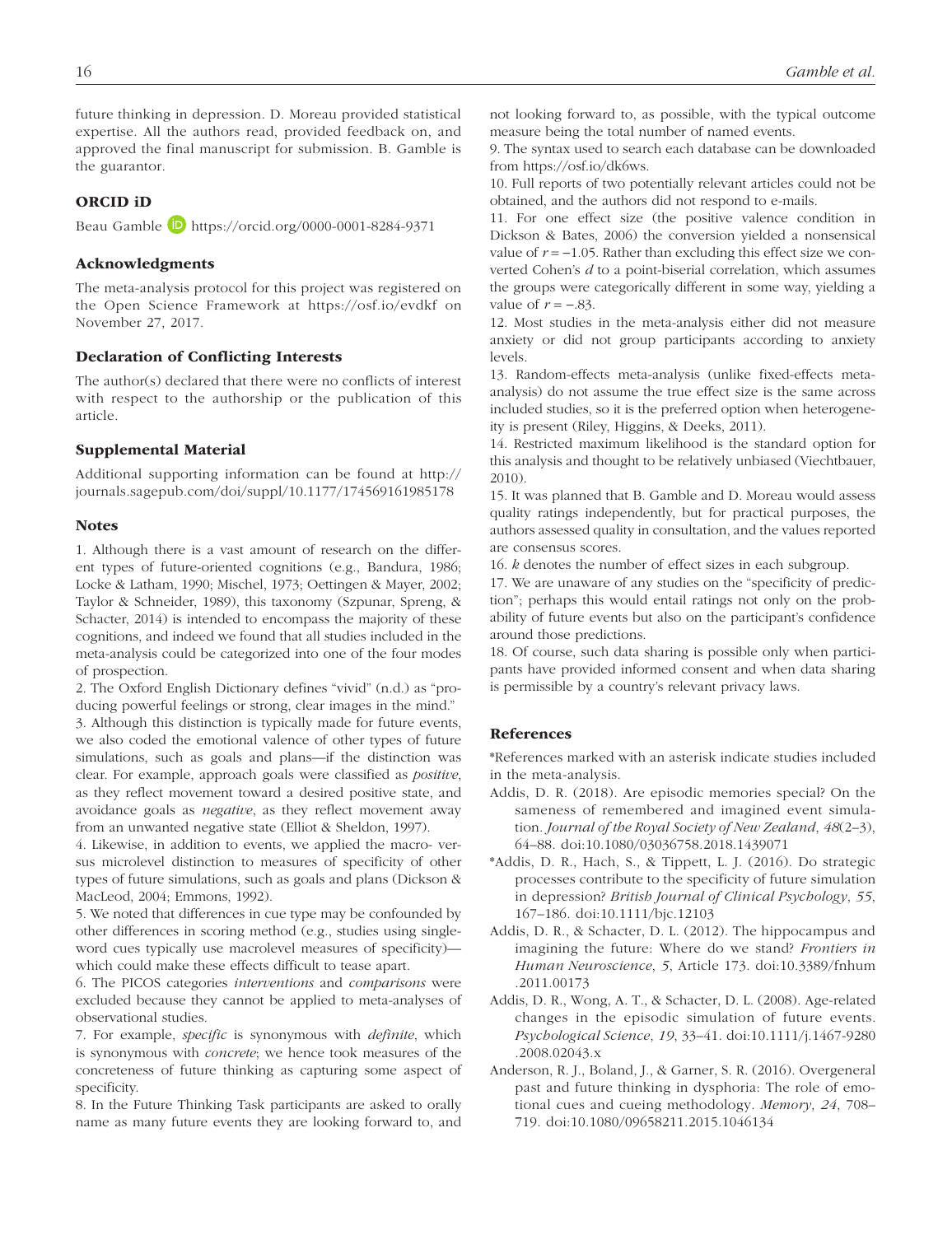future thinking in depression. D. Moreau provided statistical expertise. All the authors read, provided feedback on, and approved the final manuscript for submission. B. Gamble is the guarantor.

### ORCID iD

Beau Gamble https://orcid.org/0000-0001-8284-9371

### Acknowledgments

The meta-analysis protocol for this project was registered on the Open Science Framework at https://osf.io/evdkf on November 27, 2017.

### Declaration of Conflicting Interests

The author(s) declared that there were no conflicts of interest with respect to the authorship or the publication of this article.

### Supplemental Material

Additional supporting information can be found at http://journals.sagepub.com/doi/suppl/10.1177/174569161985178

### Notes

1. Although there is a vast amount of research on the different types of future-oriented cognitions (e.g., Bandura, 1986; Locke & Latham, 1990; Mischel, 1973; Oettingen & Mayer, 2002; Taylor & Schneider, 1989), this taxonomy (Szpunar, Spreng, & Schacter, 2014) is intended to encompass the majority of these cognitions, and indeed we found that all studies included in the meta-analysis could be categorized into one of the four modes of prospection.

2. The Oxford English Dictionary defines "vivid" (n.d.) as "producing powerful feelings or strong, clear images in the mind."

3. Although this distinction is typically made for future events, we also coded the emotional valence of other types of future simulations, such as goals and plans—if the distinction was clear. For example, approach goals were classified as *positive*, as they reflect movement toward a desired positive state, and avoidance goals as *negative*, as they reflect movement away from an unwanted negative state (Elliot & Sheldon, 1997).

4. Likewise, in addition to events, we applied the macro- versus microlevel distinction to measures of specificity of other types of future simulations, such as goals and plans (Dickson & MacLeod, 2004; Emmons, 1992).

5. We noted that differences in cue type may be confounded by other differences in scoring method (e.g., studies using single-word cues typically use macrolevel measures of specificity)—which could make these effects difficult to tease apart.

6. The PICOS categories *interventions* and *comparisons* were excluded because they cannot be applied to meta-analyses of observational studies.

7. For example, *specific* is synonymous with *definite*, which is synonymous with *concrete*; we hence took measures of the concreteness of future thinking as capturing some aspect of specificity.

8. In the Future Thinking Task participants are asked to orally name as many future events they are looking forward to, and not looking forward to, as possible, with the typical outcome measure being the total number of named events.

9. The syntax used to search each database can be downloaded from https://osf.io/dk6ws.

10. Full reports of two potentially relevant articles could not be obtained, and the authors did not respond to e-mails.

11. For one effect size (the positive valence condition in Dickson & Bates, 2006) the conversion yielded a nonsensical value of $r = -1.05$. Rather than excluding this effect size we converted Cohen's $d$ to a point-biserial correlation, which assumes the groups were categorically different in some way, yielding a value of $r = -.83$.

12. Most studies in the meta-analysis either did not measure anxiety or did not group participants according to anxiety levels.

13. Random-effects meta-analysis (unlike fixed-effects meta-analysis) do not assume the true effect size is the same across included studies, so it is the preferred option when heterogeneity is present (Riley, Higgins, & Deeks, 2011).

14. Restricted maximum likelihood is the standard option for this analysis and thought to be relatively unbiased (Viechtbauer, 2010).

15. It was planned that B. Gamble and D. Moreau would assess quality ratings independently, but for practical purposes, the authors assessed quality in consultation, and the values reported are consensus scores.

16. $k$ denotes the number of effect sizes in each subgroup.

17. We are unaware of any studies on the "specificity of prediction"; perhaps this would entail ratings not only on the probability of future events but also on the participant's confidence around those predictions.

18. Of course, such data sharing is possible only when participants have provided informed consent and when data sharing is permissible by a country's relevant privacy laws.

### References

*References marked with an asterisk indicate studies included in the meta-analysis.

Addis, D. R. (2018). Are episodic memories special? On the sameness of remembered and imagined event simulation. *Journal of the Royal Society of New Zealand*, *48*(2–3), 64–88. doi:10.1080/03036758.2018.1439071

*Addis, D. R., Hach, S., & Tippett, L. J. (2016). Do strategic processes contribute to the specificity of future simulation in depression? *British Journal of Clinical Psychology*, *55*, 167–186. doi:10.1111/bjc.12103

Addis, D. R., & Schacter, D. L. (2012). The hippocampus and imagining the future: Where do we stand? *Frontiers in Human Neuroscience*, *5*, Article 173. doi:10.3389/fnhum.2011.00173

Addis, D. R., Wong, A. T., & Schacter, D. L. (2008). Age-related changes in the episodic simulation of future events. *Psychological Science*, *19*, 33–41. doi:10.1111/j.1467-9280.2008.02043.x

Anderson, R. J., Boland, J., & Garner, S. R. (2016). Overgeneral past and future thinking in dysphoria: The role of emotional cues and cueing methodology. *Memory*, *24*, 708–719. doi:10.1080/09658211.2015.1046134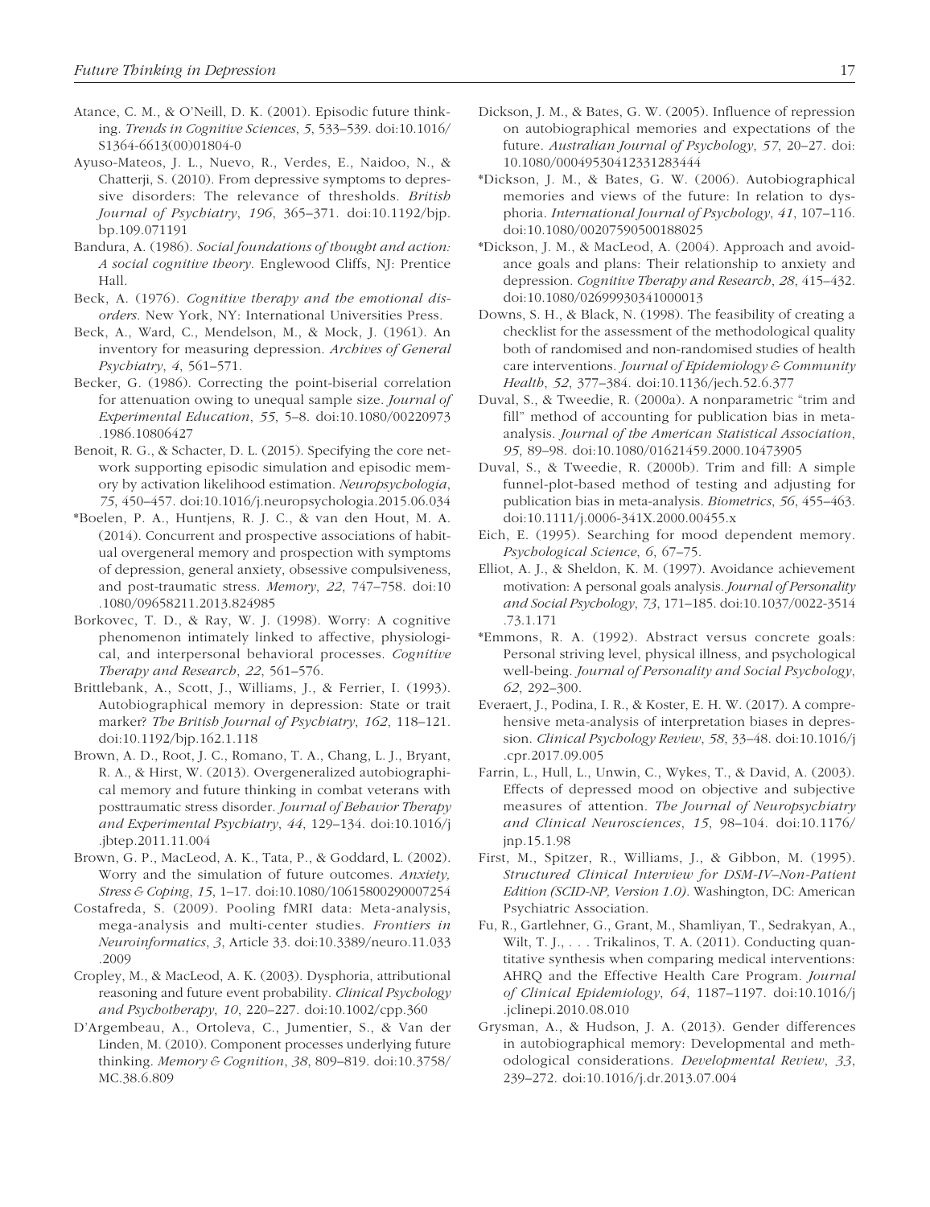Atance, C. M., & O'Neill, D. K. (2001). Episodic future thinking. *Trends in Cognitive Sciences*, *5*, 533–539. doi:10.1016/S1364-6613(00)01804-0

Ayuso-Mateos, J. L., Nuevo, R., Verdes, E., Naidoo, N., & Chatterji, S. (2010). From depressive symptoms to depressive disorders: The relevance of thresholds. *British Journal of Psychiatry*, *196*, 365–371. doi:10.1192/bjp.bp.109.071191

Bandura, A. (1986). *Social foundations of thought and action: A social cognitive theory*. Englewood Cliffs, NJ: Prentice Hall.

Beck, A. (1976). *Cognitive therapy and the emotional disorders*. New York, NY: International Universities Press.

Beck, A., Ward, C., Mendelson, M., & Mock, J. (1961). An inventory for measuring depression. *Archives of General Psychiatry*, *4*, 561–571.

Becker, G. (1986). Correcting the point-biserial correlation for attenuation owing to unequal sample size. *Journal of Experimental Education*, *55*, 5–8. doi:10.1080/00220973.1986.10806427

Benoit, R. G., & Schacter, D. L. (2015). Specifying the core network supporting episodic simulation and episodic memory by activation likelihood estimation. *Neuropsychologia*, *75*, 450–457. doi:10.1016/j.neuropsychologia.2015.06.034

*Boelen, P. A., Huntjens, R. J. C., & van den Hout, M. A. (2014). Concurrent and prospective associations of habitual overgeneral memory and prospection with symptoms of depression, general anxiety, obsessive compulsiveness, and post-traumatic stress. *Memory*, *22*, 747–758. doi:10.1080/09658211.2013.824985

Borkovec, T. D., & Ray, W. J. (1998). Worry: A cognitive phenomenon intimately linked to affective, physiological, and interpersonal behavioral processes. *Cognitive Therapy and Research*, *22*, 561–576.

Brittlebank, A., Scott, J., Williams, J., & Ferrier, I. (1993). Autobiographical memory in depression: State or trait marker? *The British Journal of Psychiatry*, *162*, 118–121. doi:10.1192/bjp.162.1.118

Brown, A. D., Root, J. C., Romano, T. A., Chang, L. J., Bryant, R. A., & Hirst, W. (2013). Overgeneralized autobiographical memory and future thinking in combat veterans with posttraumatic stress disorder. *Journal of Behavior Therapy and Experimental Psychiatry*, *44*, 129–134. doi:10.1016/j.jbtep.2011.11.004

Brown, G. P., MacLeod, A. K., Tata, P., & Goddard, L. (2002). Worry and the simulation of future outcomes. *Anxiety, Stress & Coping*, *15*, 1–17. doi:10.1080/10615800290007254

Costafreda, S. (2009). Pooling fMRI data: Meta-analysis, mega-analysis and multi-center studies. *Frontiers in Neuroinformatics*, *3*, Article 33. doi:10.3389/neuro.11.033.2009

Cropley, M., & MacLeod, A. K. (2003). Dysphoria, attributional reasoning and future event probability. *Clinical Psychology and Psychotherapy*, *10*, 220–227. doi:10.1002/cpp.360

D'Argembeau, A., Ortoleva, C., Jumentier, S., & Van der Linden, M. (2010). Component processes underlying future thinking. *Memory & Cognition*, *38*, 809–819. doi:10.3758/MC.38.6.809

Dickson, J. M., & Bates, G. W. (2005). Influence of repression on autobiographical memories and expectations of the future. *Australian Journal of Psychology*, *57*, 20–27. doi:10.1080/00049530412331283444

*Dickson, J. M., & Bates, G. W. (2006). Autobiographical memories and views of the future: In relation to dysphoria. *International Journal of Psychology*, *41*, 107–116. doi:10.1080/00207590500188025

*Dickson, J. M., & MacLeod, A. (2004). Approach and avoidance goals and plans: Their relationship to anxiety and depression. *Cognitive Therapy and Research*, *28*, 415–432. doi:10.1080/02699930341000013

Downs, S. H., & Black, N. (1998). The feasibility of creating a checklist for the assessment of the methodological quality both of randomised and non-randomised studies of health care interventions. *Journal of Epidemiology & Community Health*, *52*, 377–384. doi:10.1136/jech.52.6.377

Duval, S., & Tweedie, R. (2000a). A nonparametric "trim and fill" method of accounting for publication bias in meta-analysis. *Journal of the American Statistical Association*, *95*, 89–98. doi:10.1080/01621459.2000.10473905

Duval, S., & Tweedie, R. (2000b). Trim and fill: A simple funnel-plot-based method of testing and adjusting for publication bias in meta-analysis. *Biometrics*, *56*, 455–463. doi:10.1111/j.0006-341X.2000.00455.x

Eich, E. (1995). Searching for mood dependent memory. *Psychological Science*, *6*, 67–75.

Elliot, A. J., & Sheldon, K. M. (1997). Avoidance achievement motivation: A personal goals analysis. *Journal of Personality and Social Psychology*, *73*, 171–185. doi:10.1037/0022-3514.73.1.171

*Emmons, R. A. (1992). Abstract versus concrete goals: Personal striving level, physical illness, and psychological well-being. *Journal of Personality and Social Psychology*, *62*, 292–300.

Everaert, J., Podina, I. R., & Koster, E. H. W. (2017). A comprehensive meta-analysis of interpretation biases in depression. *Clinical Psychology Review*, *58*, 33–48. doi:10.1016/j.cpr.2017.09.005

Farrin, L., Hull, L., Unwin, C., Wykes, T., & David, A. (2003). Effects of depressed mood on objective and subjective measures of attention. *The Journal of Neuropsychiatry and Clinical Neurosciences*, *15*, 98–104. doi:10.1176/jnp.15.1.98

First, M., Spitzer, R., Williams, J., & Gibbon, M. (1995). *Structured Clinical Interview for DSM-IV–Non-Patient Edition (SCID-NP, Version 1.0)*. Washington, DC: American Psychiatric Association.

Fu, R., Gartlehner, G., Grant, M., Shamliyan, T., Sedrakyan, A., Wilt, T. J., . . . Trikalinos, T. A. (2011). Conducting quantitative synthesis when comparing medical interventions: AHRQ and the Effective Health Care Program. *Journal of Clinical Epidemiology*, *64*, 1187–1197. doi:10.1016/j.jclinepi.2010.08.010

Grysman, A., & Hudson, J. A. (2013). Gender differences in autobiographical memory: Developmental and methodological considerations. *Developmental Review*, *33*, 239–272. doi:10.1016/j.dr.2013.07.004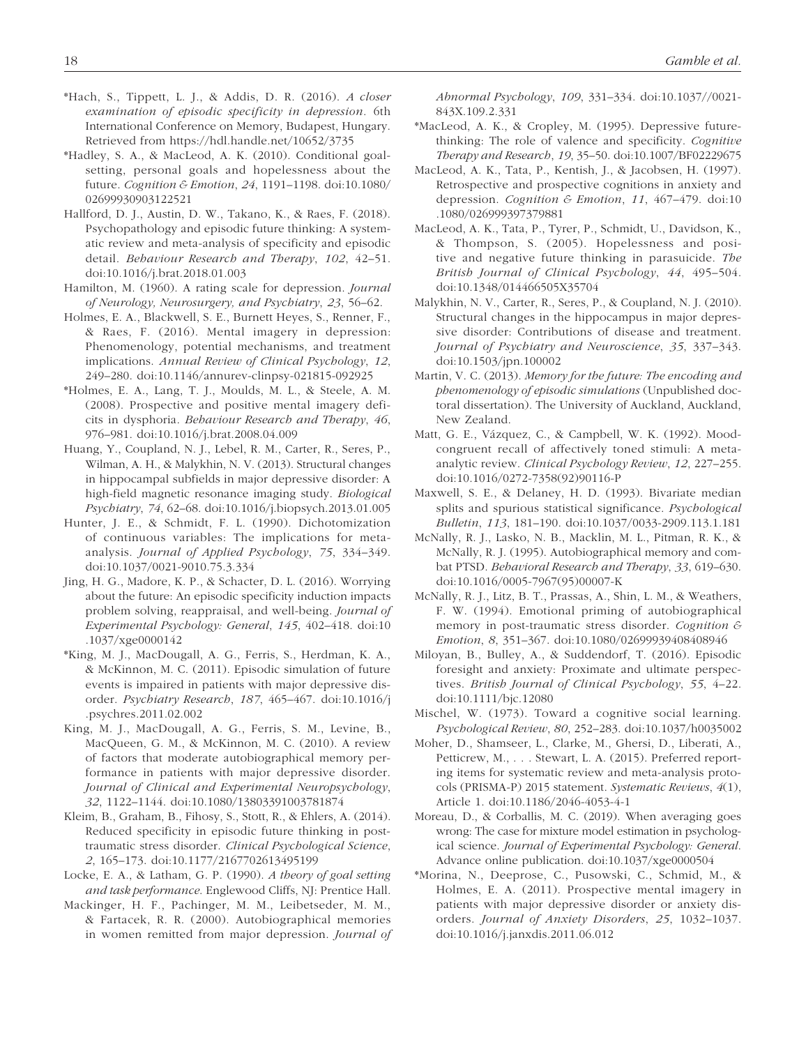*Hach, S., Tippett, L. J., & Addis, D. R. (2016). *A closer examination of episodic specificity in depression*. 6th International Conference on Memory, Budapest, Hungary. Retrieved from https://hdl.handle.net/10652/3735

*Hadley, S. A., & MacLeod, A. K. (2010). Conditional goal-setting, personal goals and hopelessness about the future. *Cognition & Emotion*, *24*, 1191–1198. doi:10.1080/02699930903122521

Hallford, D. J., Austin, D. W., Takano, K., & Raes, F. (2018). Psychopathology and episodic future thinking: A systematic review and meta-analysis of specificity and episodic detail. *Behaviour Research and Therapy*, *102*, 42–51. doi:10.1016/j.brat.2018.01.003

Hamilton, M. (1960). A rating scale for depression. *Journal of Neurology, Neurosurgery, and Psychiatry*, *23*, 56–62.

Holmes, E. A., Blackwell, S. E., Burnett Heyes, S., Renner, F., & Raes, F. (2016). Mental imagery in depression: Phenomenology, potential mechanisms, and treatment implications. *Annual Review of Clinical Psychology*, *12*, 249–280. doi:10.1146/annurev-clinpsy-021815-092925

*Holmes, E. A., Lang, T. J., Moulds, M. L., & Steele, A. M. (2008). Prospective and positive mental imagery deficits in dysphoria. *Behaviour Research and Therapy*, *46*, 976–981. doi:10.1016/j.brat.2008.04.009

Huang, Y., Coupland, N. J., Lebel, R. M., Carter, R., Seres, P., Wilman, A. H., & Malykhin, N. V. (2013). Structural changes in hippocampal subfields in major depressive disorder: A high-field magnetic resonance imaging study. *Biological Psychiatry*, *74*, 62–68. doi:10.1016/j.biopsych.2013.01.005

Hunter, J. E., & Schmidt, F. L. (1990). Dichotomization of continuous variables: The implications for meta-analysis. *Journal of Applied Psychology*, *75*, 334–349. doi:10.1037/0021-9010.75.3.334

Jing, H. G., Madore, K. P., & Schacter, D. L. (2016). Worrying about the future: An episodic specificity induction impacts problem solving, reappraisal, and well-being. *Journal of Experimental Psychology: General*, *145*, 402–418. doi:10.1037/xge0000142

*King, M. J., MacDougall, A. G., Ferris, S., Herdman, K. A., & McKinnon, M. C. (2011). Episodic simulation of future events is impaired in patients with major depressive disorder. *Psychiatry Research*, *187*, 465–467. doi:10.1016/j.psychres.2011.02.002

King, M. J., MacDougall, A. G., Ferris, S. M., Levine, B., MacQueen, G. M., & McKinnon, M. C. (2010). A review of factors that moderate autobiographical memory performance in patients with major depressive disorder. *Journal of Clinical and Experimental Neuropsychology*, *32*, 1122–1144. doi:10.1080/13803391003781874

Kleim, B., Graham, B., Fihosy, S., Stott, R., & Ehlers, A. (2014). Reduced specificity in episodic future thinking in posttraumatic stress disorder. *Clinical Psychological Science*, *2*, 165–173. doi:10.1177/2167702613495199

Locke, E. A., & Latham, G. P. (1990). *A theory of goal setting and task performance*. Englewood Cliffs, NJ: Prentice Hall.

Mackinger, H. F., Pachinger, M. M., Leibetseder, M. M., & Fartacek, R. R. (2000). Autobiographical memories in women remitted from major depression. *Journal of Abnormal Psychology*, *109*, 331–334. doi:10.1037//0021-843X.109.2.331

*MacLeod, A. K., & Cropley, M. (1995). Depressive future-thinking: The role of valence and specificity. *Cognitive Therapy and Research*, *19*, 35–50. doi:10.1007/BF02229675

MacLeod, A. K., Tata, P., Kentish, J., & Jacobsen, H. (1997). Retrospective and prospective cognitions in anxiety and depression. *Cognition & Emotion*, *11*, 467–479. doi:10.1080/026999397379881

MacLeod, A. K., Tata, P., Tyrer, P., Schmidt, U., Davidson, K., & Thompson, S. (2005). Hopelessness and positive and negative future thinking in parasuicide. *The British Journal of Clinical Psychology*, *44*, 495–504. doi:10.1348/014466505X35704

Malykhin, N. V., Carter, R., Seres, P., & Coupland, N. J. (2010). Structural changes in the hippocampus in major depressive disorder: Contributions of disease and treatment. *Journal of Psychiatry and Neuroscience*, *35*, 337–343. doi:10.1503/jpn.100002

Martin, V. C. (2013). *Memory for the future: The encoding and phenomenology of episodic simulations* (Unpublished doctoral dissertation). The University of Auckland, Auckland, New Zealand.

Matt, G. E., Vázquez, C., & Campbell, W. K. (1992). Mood-congruent recall of affectively toned stimuli: A meta-analytic review. *Clinical Psychology Review*, *12*, 227–255. doi:10.1016/0272-7358(92)90116-P

Maxwell, S. E., & Delaney, H. D. (1993). Bivariate median splits and spurious statistical significance. *Psychological Bulletin*, *113*, 181–190. doi:10.1037/0033-2909.113.1.181

McNally, R. J., Lasko, N. B., Macklin, M. L., Pitman, R. K., & McNally, R. J. (1995). Autobiographical memory and combat PTSD. *Behavioral Research and Therapy*, *33*, 619–630. doi:10.1016/0005-7967(95)00007-K

McNally, R. J., Litz, B. T., Prassas, A., Shin, L. M., & Weathers, F. W. (1994). Emotional priming of autobiographical memory in post-traumatic stress disorder. *Cognition & Emotion*, *8*, 351–367. doi:10.1080/02699939408408946

Miloyan, B., Bulley, A., & Suddendorf, T. (2016). Episodic foresight and anxiety: Proximate and ultimate perspectives. *British Journal of Clinical Psychology*, *55*, 4–22. doi:10.1111/bjc.12080

Mischel, W. (1973). Toward a cognitive social learning. *Psychological Review*, *80*, 252–283. doi:10.1037/h0035002

Moher, D., Shamseer, L., Clarke, M., Ghersi, D., Liberati, A., Petticrew, M., . . . Stewart, L. A. (2015). Preferred reporting items for systematic review and meta-analysis protocols (PRISMA-P) 2015 statement. *Systematic Reviews*, *4*(1), Article 1. doi:10.1186/2046-4053-4-1

Moreau, D., & Corballis, M. C. (2019). When averaging goes wrong: The case for mixture model estimation in psychological science. *Journal of Experimental Psychology: General*. Advance online publication. doi:10.1037/xge0000504

*Morina, N., Deeprose, C., Pusowski, C., Schmid, M., & Holmes, E. A. (2011). Prospective mental imagery in patients with major depressive disorder or anxiety disorders. *Journal of Anxiety Disorders*, *25*, 1032–1037. doi:10.1016/j.janxdis.2011.06.012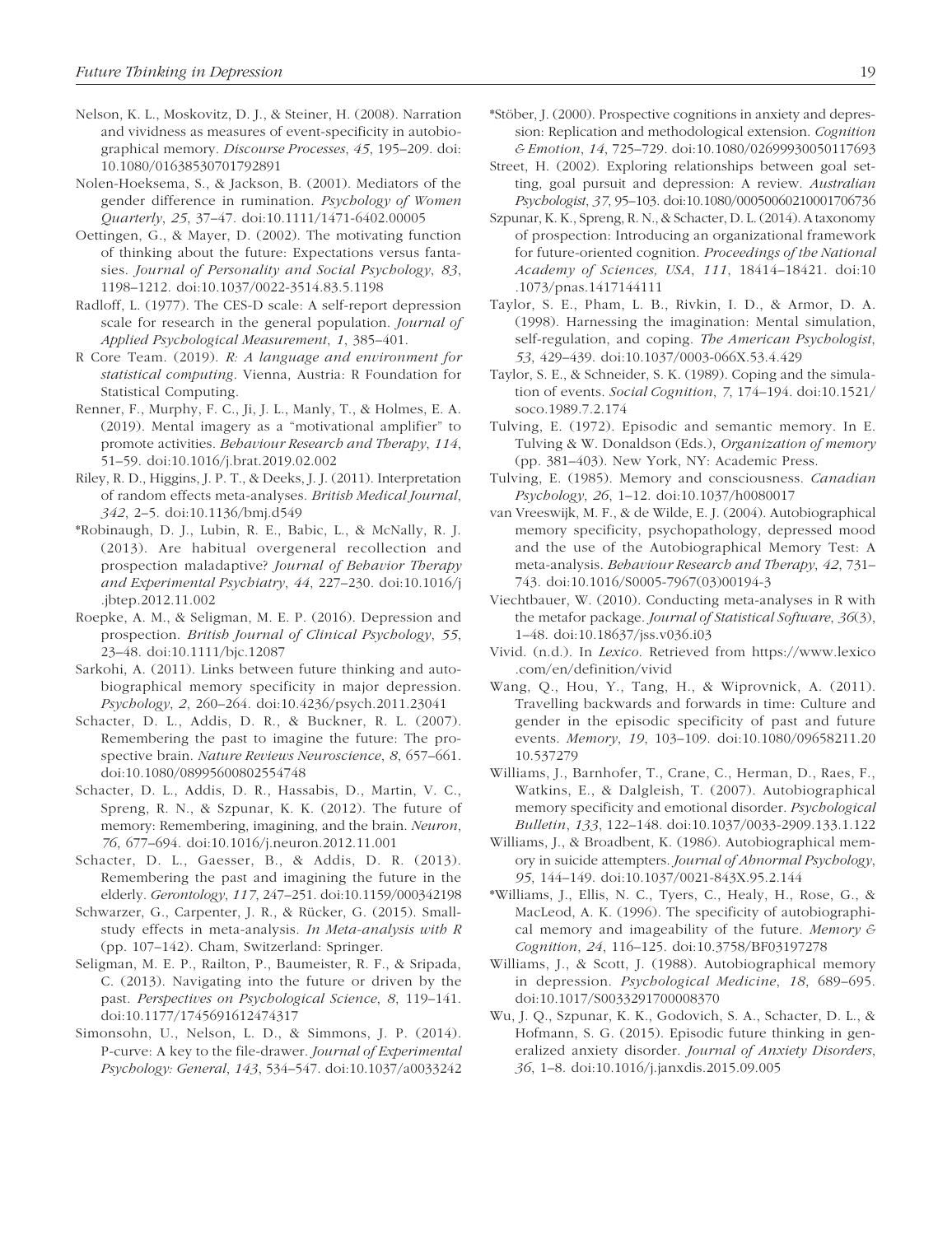Nelson, K. L., Moskovitz, D. J., & Steiner, H. (2008). Narration and vividness as measures of event-specificity in autobiographical memory. *Discourse Processes*, *45*, 195–209. doi:10.1080/01638530701792891

Nolen-Hoeksema, S., & Jackson, B. (2001). Mediators of the gender difference in rumination. *Psychology of Women Quarterly*, *25*, 37–47. doi:10.1111/1471-6402.00005

Oettingen, G., & Mayer, D. (2002). The motivating function of thinking about the future: Expectations versus fantasies. *Journal of Personality and Social Psychology*, *83*, 1198–1212. doi:10.1037/0022-3514.83.5.1198

Radloff, L. (1977). The CES-D scale: A self-report depression scale for research in the general population. *Journal of Applied Psychological Measurement*, *1*, 385–401.

R Core Team. (2019). *R: A language and environment for statistical computing*. Vienna, Austria: R Foundation for Statistical Computing.

Renner, F., Murphy, F. C., Ji, J. L., Manly, T., & Holmes, E. A. (2019). Mental imagery as a "motivational amplifier" to promote activities. *Behaviour Research and Therapy*, *114*, 51–59. doi:10.1016/j.brat.2019.02.002

Riley, R. D., Higgins, J. P. T., & Deeks, J. J. (2011). Interpretation of random effects meta-analyses. *British Medical Journal*, *342*, 2–5. doi:10.1136/bmj.d549

*Robinaugh, D. J., Lubin, R. E., Babic, L., & McNally, R. J. (2013). Are habitual overgeneral recollection and prospection maladaptive? *Journal of Behavior Therapy and Experimental Psychiatry*, *44*, 227–230. doi:10.1016/j.jbtep.2012.11.002

Roepke, A. M., & Seligman, M. E. P. (2016). Depression and prospection. *British Journal of Clinical Psychology*, *55*, 23–48. doi:10.1111/bjc.12087

Sarkohi, A. (2011). Links between future thinking and autobiographical memory specificity in major depression. *Psychology*, *2*, 260–264. doi:10.4236/psych.2011.23041

Schacter, D. L., Addis, D. R., & Buckner, R. L. (2007). Remembering the past to imagine the future: The prospective brain. *Nature Reviews Neuroscience*, *8*, 657–661. doi:10.1080/08995600802554748

Schacter, D. L., Addis, D. R., Hassabis, D., Martin, V. C., Spreng, R. N., & Szpunar, K. K. (2012). The future of memory: Remembering, imagining, and the brain. *Neuron*, *76*, 677–694. doi:10.1016/j.neuron.2012.11.001

Schacter, D. L., Gaesser, B., & Addis, D. R. (2013). Remembering the past and imagining the future in the elderly. *Gerontology*, *117*, 247–251. doi:10.1159/000342198

Schwarzer, G., Carpenter, J. R., & Rücker, G. (2015). Small-study effects in meta-analysis. *In Meta-analysis with R* (pp. 107–142). Cham, Switzerland: Springer.

Seligman, M. E. P., Railton, P., Baumeister, R. F., & Sripada, C. (2013). Navigating into the future or driven by the past. *Perspectives on Psychological Science*, *8*, 119–141. doi:10.1177/1745691612474317

Simonsohn, U., Nelson, L. D., & Simmons, J. P. (2014). P-curve: A key to the file-drawer. *Journal of Experimental Psychology: General*, *143*, 534–547. doi:10.1037/a0033242

*Stöber, J. (2000). Prospective cognitions in anxiety and depression: Replication and methodological extension. *Cognition & Emotion*, *14*, 725–729. doi:10.1080/02699930050117693

Street, H. (2002). Exploring relationships between goal setting, goal pursuit and depression: A review. *Australian Psychologist*, *37*, 95–103. doi:10.1080/00050060210001706736

Szpunar, K. K., Spreng, R. N., & Schacter, D. L. (2014). A taxonomy of prospection: Introducing an organizational framework for future-oriented cognition. *Proceedings of the National Academy of Sciences, USA*, *111*, 18414–18421. doi:10.1073/pnas.1417144111

Taylor, S. E., Pham, L. B., Rivkin, I. D., & Armor, D. A. (1998). Harnessing the imagination: Mental simulation, self-regulation, and coping. *The American Psychologist*, *53*, 429–439. doi:10.1037/0003-066X.53.4.429

Taylor, S. E., & Schneider, S. K. (1989). Coping and the simulation of events. *Social Cognition*, *7*, 174–194. doi:10.1521/soco.1989.7.2.174

Tulving, E. (1972). Episodic and semantic memory. In E. Tulving & W. Donaldson (Eds.), *Organization of memory* (pp. 381–403). New York, NY: Academic Press.

Tulving, E. (1985). Memory and consciousness. *Canadian Psychology*, *26*, 1–12. doi:10.1037/h0080017

van Vreeswijk, M. F., & de Wilde, E. J. (2004). Autobiographical memory specificity, psychopathology, depressed mood and the use of the Autobiographical Memory Test: A meta-analysis. *Behaviour Research and Therapy*, *42*, 731–743. doi:10.1016/S0005-7967(03)00194-3

Viechtbauer, W. (2010). Conducting meta-analyses in R with the metafor package. *Journal of Statistical Software*, *36*(3), 1–48. doi:10.18637/jss.v036.i03

Vivid. (n.d.). In *Lexico*. Retrieved from https://www.lexico.com/en/definition/vivid

Wang, Q., Hou, Y., Tang, H., & Wiprovnick, A. (2011). Travelling backwards and forwards in time: Culture and gender in the episodic specificity of past and future events. *Memory*, *19*, 103–109. doi:10.1080/09658211.2010.537279

Williams, J., Barnhofer, T., Crane, C., Herman, D., Raes, F., Watkins, E., & Dalgleish, T. (2007). Autobiographical memory specificity and emotional disorder. *Psychological Bulletin*, *133*, 122–148. doi:10.1037/0033-2909.133.1.122

Williams, J., & Broadbent, K. (1986). Autobiographical memory in suicide attempters. *Journal of Abnormal Psychology*, *95*, 144–149. doi:10.1037/0021-843X.95.2.144

*Williams, J., Ellis, N. C., Tyers, C., Healy, H., Rose, G., & MacLeod, A. K. (1996). The specificity of autobiographical memory and imageability of the future. *Memory & Cognition*, *24*, 116–125. doi:10.3758/BF03197278

Williams, J., & Scott, J. (1988). Autobiographical memory in depression. *Psychological Medicine*, *18*, 689–695. doi:10.1017/S0033291700008370

Wu, J. Q., Szpunar, K. K., Godovich, S. A., Schacter, D. L., & Hofmann, S. G. (2015). Episodic future thinking in generalized anxiety disorder. *Journal of Anxiety Disorders*, *36*, 1–8. doi:10.1016/j.janxdis.2015.09.005